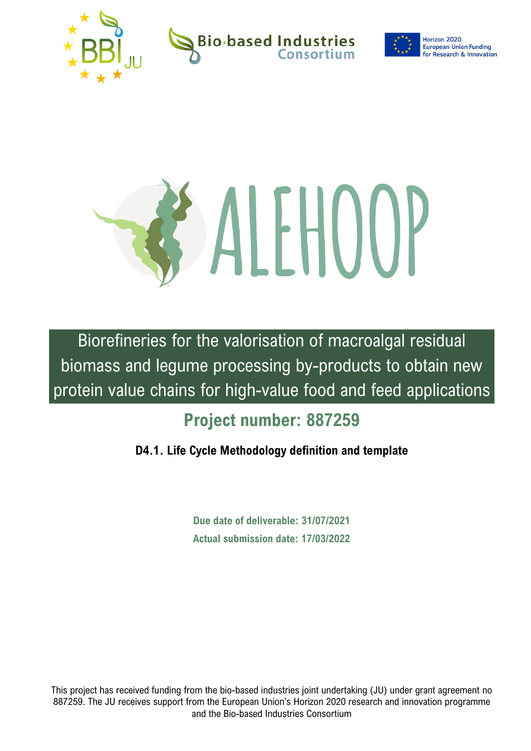ALEHOOP

# Biorefineries for the valorisation of macroalgal residual biomass and legume processing by-products to obtain new protein value chains for high-value food and feed applications

## Project number: 887259

**D4.1. Life Cycle Methodology definition and template**

**Due date of deliverable: 31/07/2021**

**Actual submission date: 17/03/2022**

This project has received funding from the bio-based industries joint undertaking (JU) under grant agreement no 887259. The JU receives support from the European Union's Horizon 2020 research and innovation programme and the Bio-based Industries Consortium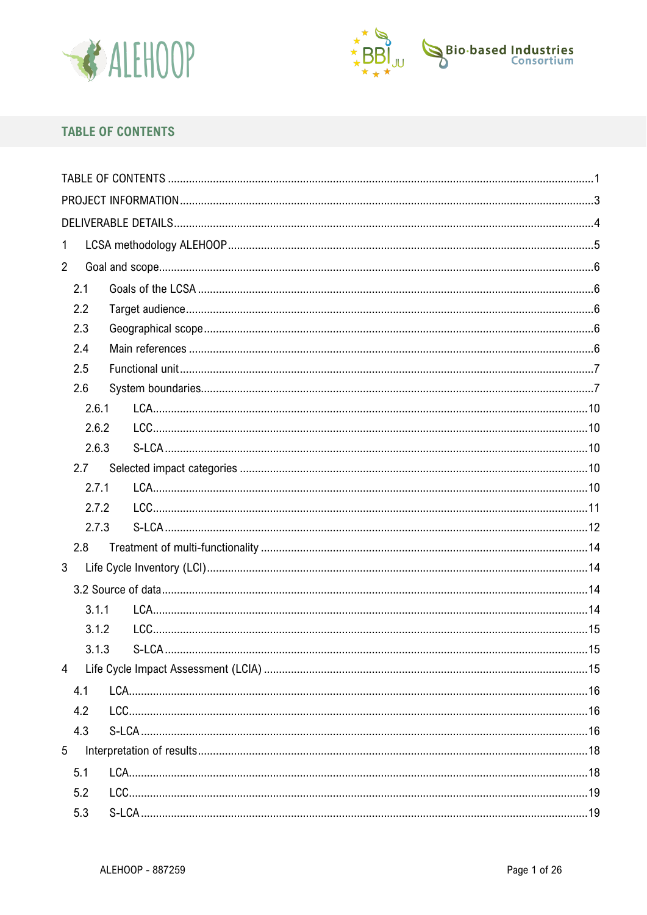# TABLE OF CONTENTS

TABLE OF CONTENTS ..... 1
PROJECT INFORMATION ..... 3
DELIVERABLE DETAILS ..... 4
1 LCSA methodology ALEHOOP ..... 5
2 Goal and scope ..... 6
- 2.1 Goals of the LCSA ..... 6
- 2.2 Target audience ..... 6
- 2.3 Geographical scope ..... 6
- 2.4 Main references ..... 6
- 2.5 Functional unit ..... 7
- 2.6 System boundaries ..... 7
  - 2.6.1 LCA ..... 10
  - 2.6.2 LCC ..... 10
  - 2.6.3 S-LCA ..... 10
- 2.7 Selected impact categories ..... 10
  - 2.7.1 LCA ..... 10
  - 2.7.2 LCC ..... 11
  - 2.7.3 S-LCA ..... 12
- 2.8 Treatment of multi-functionality ..... 14

3 Life Cycle Inventory (LCI) ..... 14
- 3.2 Source of data ..... 14
  - 3.1.1 LCA ..... 14
  - 3.1.2 LCC ..... 15
  - 3.1.3 S-LCA ..... 15

4 Life Cycle Impact Assessment (LCIA) ..... 15
- 4.1 LCA ..... 16
- 4.2 LCC ..... 16
- 4.3 S-LCA ..... 16

5 Interpretation of results ..... 18
- 5.1 LCA ..... 18
- 5.2 LCC ..... 19
- 5.3 S-LCA ..... 19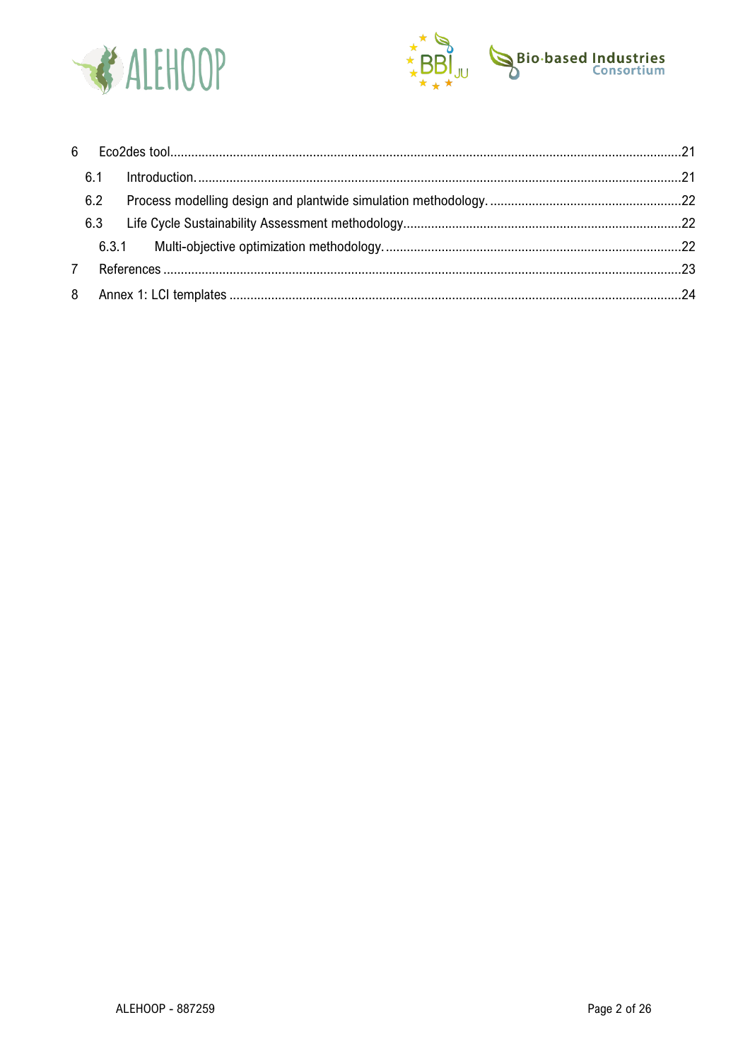6 Eco2des tool ....... 21

6.1 Introduction. ....... 21

6.2 Process modelling design and plantwide simulation methodology. ....... 22

6.3 Life Cycle Sustainability Assessment methodology ....... 22

6.3.1 Multi-objective optimization methodology. ....... 22

7 References ....... 23

8 Annex 1: LCI templates ....... 24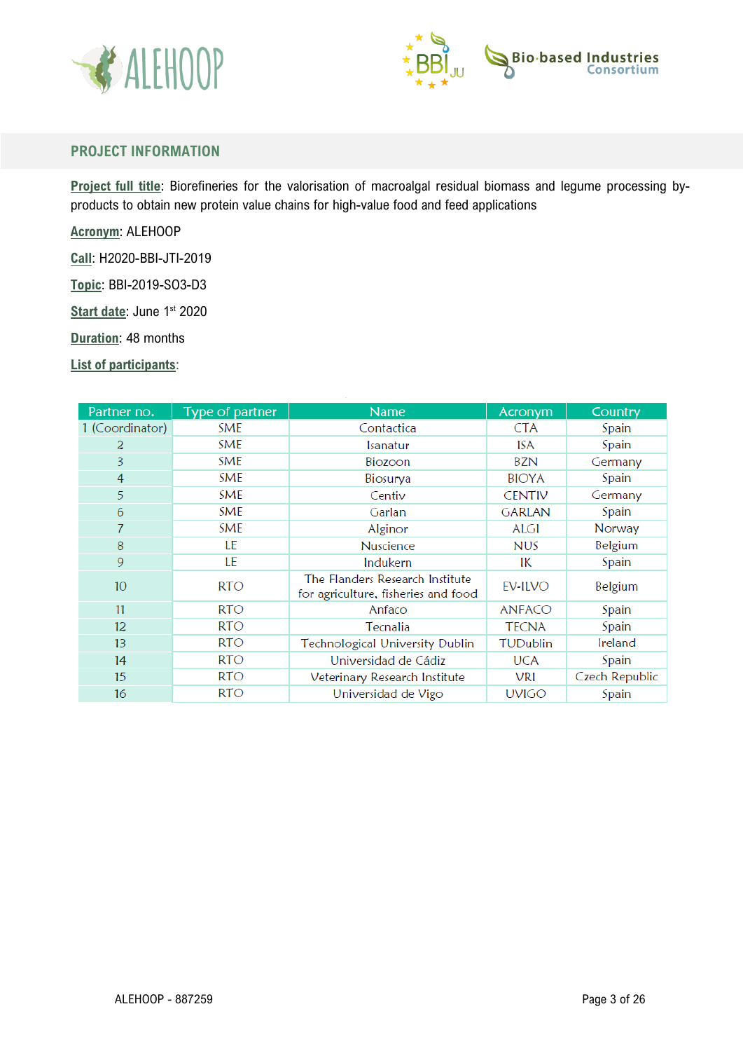## PROJECT INFORMATION

**Project full title**: Biorefineries for the valorisation of macroalgal residual biomass and legume processing by-products to obtain new protein value chains for high-value food and feed applications

**Acronym**: ALEHOOP

**Call**: H2020-BBI-JTI-2019

**Topic**: BBI-2019-SO3-D3

**Start date**: June 1st 2020

**Duration**: 48 months

**List of participants**:

| Partner no. | Type of partner | Name | Acronym | Country |
|---|---|---|---|---|
| 1 (Coordinator) | SME | Contactica | CTA | Spain |
| 2 | SME | Isanatur | ISA | Spain |
| 3 | SME | Biozoon | BZN | Germany |
| 4 | SME | Biosurya | BIOYA | Spain |
| 5 | SME | Centiv | CENTIV | Germany |
| 6 | SME | Garlan | GARLAN | Spain |
| 7 | SME | Alginor | ALGI | Norway |
| 8 | LE | Nuscience | NUS | Belgium |
| 9 | LE | Indukern | IK | Spain |
| 10 | RTO | The Flanders Research Institute for agriculture, fisheries and food | EV-ILVO | Belgium |
| 11 | RTO | Anfaco | ANFACO | Spain |
| 12 | RTO | Tecnalia | TECNA | Spain |
| 13 | RTO | Technological University Dublin | TUDublin | Ireland |
| 14 | RTO | Universidad de Cádiz | UCA | Spain |
| 15 | RTO | Veterinary Research Institute | VRI | Czech Republic |
| 16 | RTO | Universidad de Vigo | UVIGO | Spain |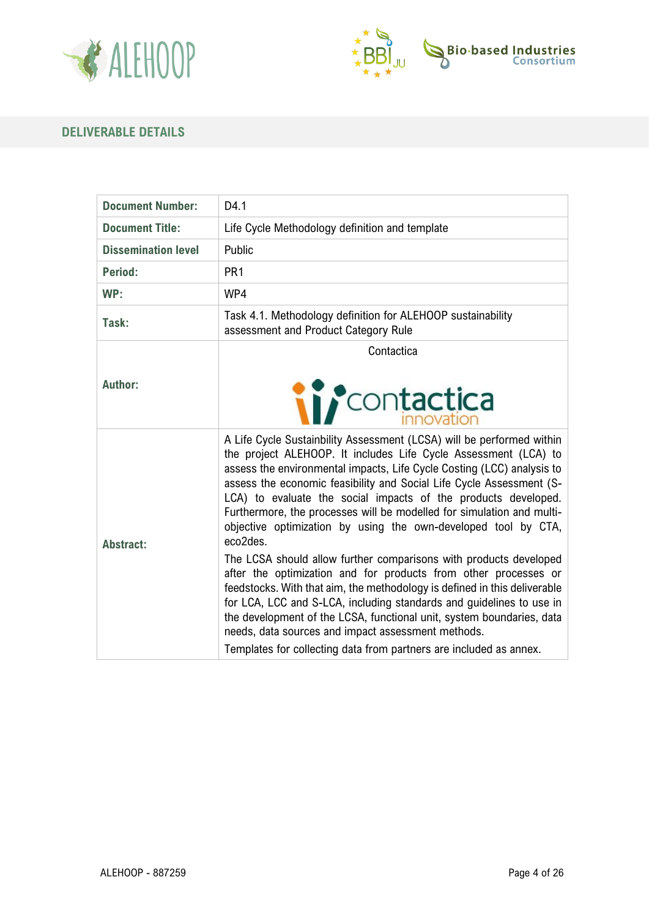## DELIVERABLE DETAILS

| **Document Number:** | D4.1 |
|---|---|
| **Document Title:** | Life Cycle Methodology definition and template |
| **Dissemination level** | Public |
| **Period:** | PR1 |
| **WP:** | WP4 |
| **Task:** | Task 4.1. Methodology definition for ALEHOOP sustainability assessment and Product Category Rule |
| **Author:** | Contactica |
| **Abstract:** | A Life Cycle Sustainbility Assessment (LCSA) will be performed within the project ALEHOOP. It includes Life Cycle Assessment (LCA) to assess the environmental impacts, Life Cycle Costing (LCC) analysis to assess the economic feasibility and Social Life Cycle Assessment (S-LCA) to evaluate the social impacts of the products developed. Furthermore, the processes will be modelled for simulation and multi-objective optimization by using the own-developed tool by CTA, eco2des. The LCSA should allow further comparisons with products developed after the optimization and for products from other processes or feedstocks. With that aim, the methodology is defined in this deliverable for LCA, LCC and S-LCA, including standards and guidelines to use in the development of the LCSA, functional unit, system boundaries, data needs, data sources and impact assessment methods. Templates for collecting data from partners are included as annex. |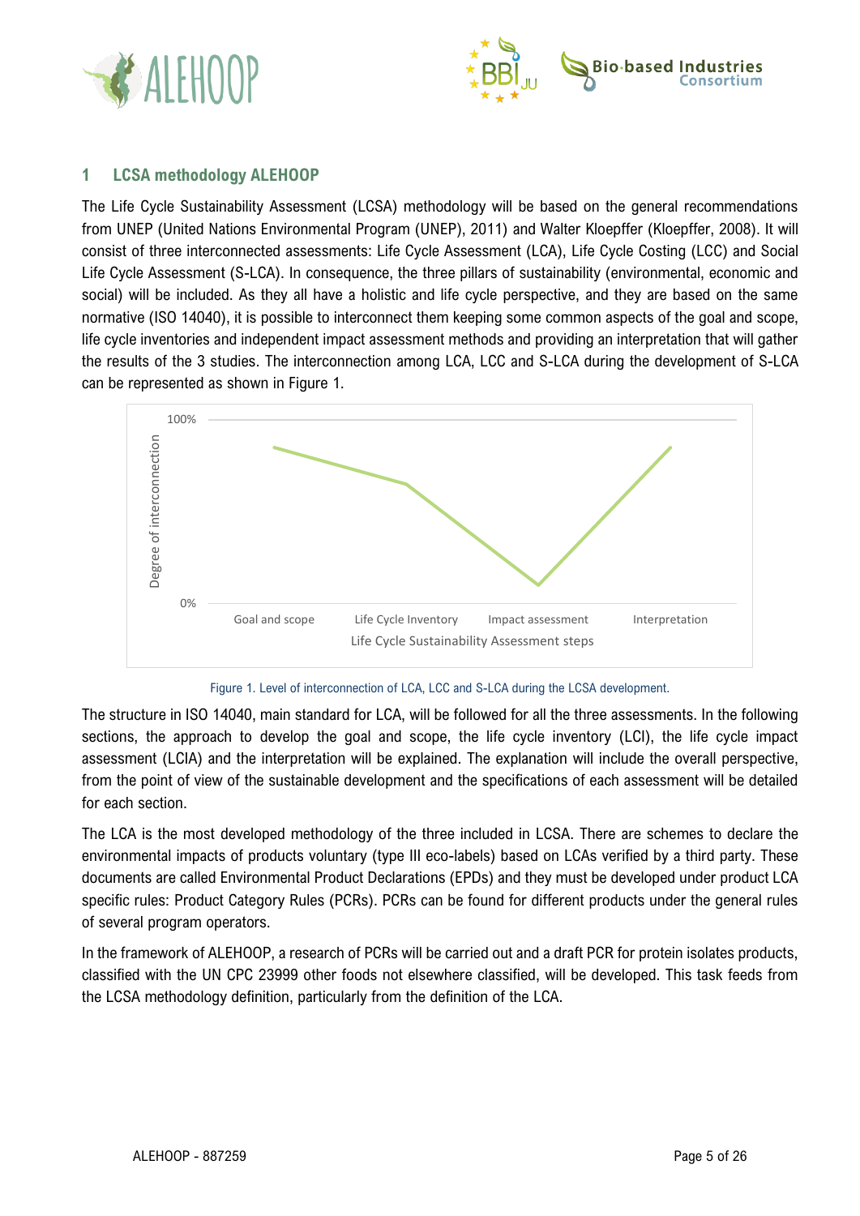# 1 LCSA methodology ALEHOOP

The Life Cycle Sustainability Assessment (LCSA) methodology will be based on the general recommendations from UNEP (United Nations Environmental Program (UNEP), 2011) and Walter Kloepffer (Kloepffer, 2008). It will consist of three interconnected assessments: Life Cycle Assessment (LCA), Life Cycle Costing (LCC) and Social Life Cycle Assessment (S-LCA). In consequence, the three pillars of sustainability (environmental, economic and social) will be included. As they all have a holistic and life cycle perspective, and they are based on the same normative (ISO 14040), it is possible to interconnect them keeping some common aspects of the goal and scope, life cycle inventories and independent impact assessment methods and providing an interpretation that will gather the results of the 3 studies. The interconnection among LCA, LCC and S-LCA during the development of S-LCA can be represented as shown in Figure 1.

Figure 1. Level of interconnection of LCA, LCC and S-LCA during the LCSA development.

The structure in ISO 14040, main standard for LCA, will be followed for all the three assessments. In the following sections, the approach to develop the goal and scope, the life cycle inventory (LCI), the life cycle impact assessment (LCIA) and the interpretation will be explained. The explanation will include the overall perspective, from the point of view of the sustainable development and the specifications of each assessment will be detailed for each section.

The LCA is the most developed methodology of the three included in LCSA. There are schemes to declare the environmental impacts of products voluntary (type III eco-labels) based on LCAs verified by a third party. These documents are called Environmental Product Declarations (EPDs) and they must be developed under product LCA specific rules: Product Category Rules (PCRs). PCRs can be found for different products under the general rules of several program operators.

In the framework of ALEHOOP, a research of PCRs will be carried out and a draft PCR for protein isolates products, classified with the UN CPC 23999 other foods not elsewhere classified, will be developed. This task feeds from the LCSA methodology definition, particularly from the definition of the LCA.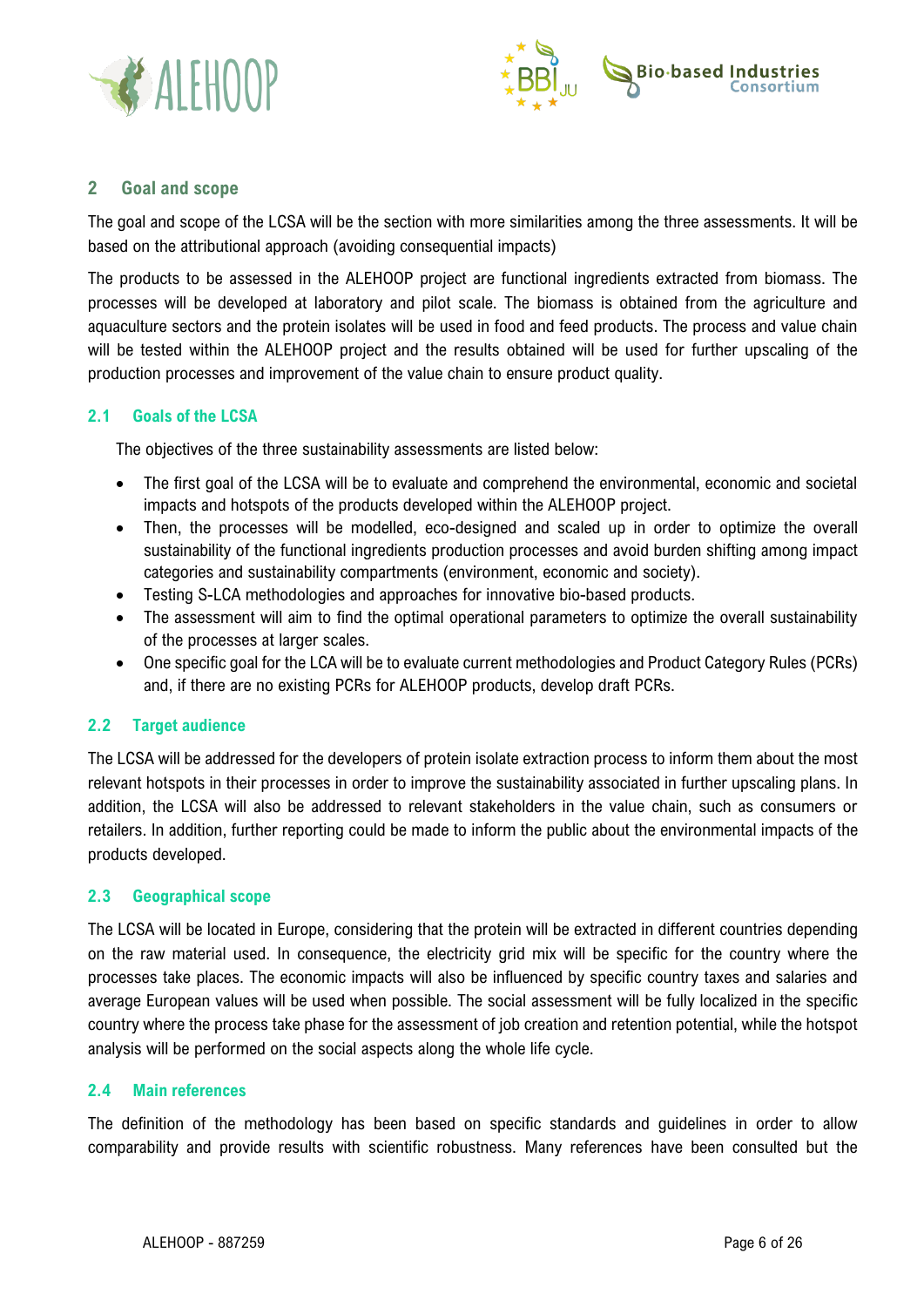## 2 Goal and scope

The goal and scope of the LCSA will be the section with more similarities among the three assessments. It will be based on the attributional approach (avoiding consequential impacts)

The products to be assessed in the ALEHOOP project are functional ingredients extracted from biomass. The processes will be developed at laboratory and pilot scale. The biomass is obtained from the agriculture and aquaculture sectors and the protein isolates will be used in food and feed products. The process and value chain will be tested within the ALEHOOP project and the results obtained will be used for further upscaling of the production processes and improvement of the value chain to ensure product quality.

### 2.1 Goals of the LCSA

The objectives of the three sustainability assessments are listed below:

- The first goal of the LCSA will be to evaluate and comprehend the environmental, economic and societal impacts and hotspots of the products developed within the ALEHOOP project.
- Then, the processes will be modelled, eco-designed and scaled up in order to optimize the overall sustainability of the functional ingredients production processes and avoid burden shifting among impact categories and sustainability compartments (environment, economic and society).
- Testing S-LCA methodologies and approaches for innovative bio-based products.
- The assessment will aim to find the optimal operational parameters to optimize the overall sustainability of the processes at larger scales.
- One specific goal for the LCA will be to evaluate current methodologies and Product Category Rules (PCRs) and, if there are no existing PCRs for ALEHOOP products, develop draft PCRs.

### 2.2 Target audience

The LCSA will be addressed for the developers of protein isolate extraction process to inform them about the most relevant hotspots in their processes in order to improve the sustainability associated in further upscaling plans. In addition, the LCSA will also be addressed to relevant stakeholders in the value chain, such as consumers or retailers. In addition, further reporting could be made to inform the public about the environmental impacts of the products developed.

### 2.3 Geographical scope

The LCSA will be located in Europe, considering that the protein will be extracted in different countries depending on the raw material used. In consequence, the electricity grid mix will be specific for the country where the processes take places. The economic impacts will also be influenced by specific country taxes and salaries and average European values will be used when possible. The social assessment will be fully localized in the specific country where the process take phase for the assessment of job creation and retention potential, while the hotspot analysis will be performed on the social aspects along the whole life cycle.

### 2.4 Main references

The definition of the methodology has been based on specific standards and guidelines in order to allow comparability and provide results with scientific robustness. Many references have been consulted but the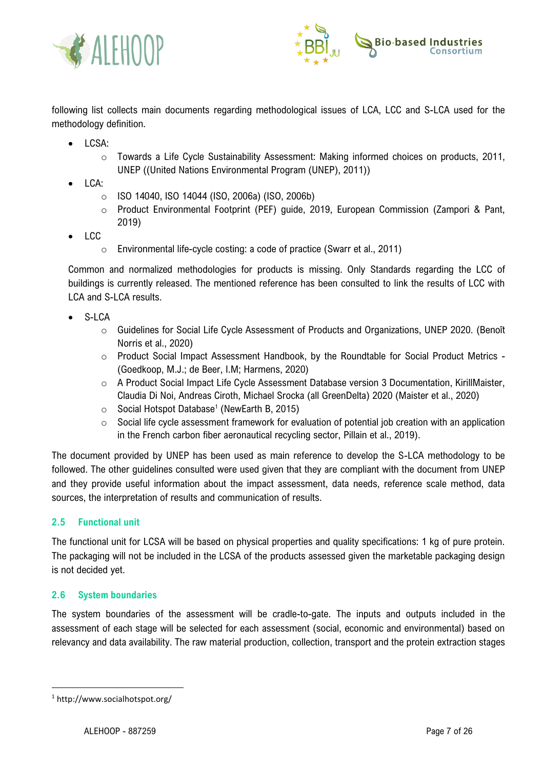following list collects main documents regarding methodological issues of LCA, LCC and S-LCA used for the methodology definition.

- LCSA:
  - Towards a Life Cycle Sustainability Assessment: Making informed choices on products, 2011, UNEP ((United Nations Environmental Program (UNEP), 2011))
- LCA:
  - ISO 14040, ISO 14044 (ISO, 2006a) (ISO, 2006b)
  - Product Environmental Footprint (PEF) guide, 2019, European Commission (Zampori & Pant, 2019)
- LCC
  - Environmental life-cycle costing: a code of practice (Swarr et al., 2011)

  Common and normalized methodologies for products is missing. Only Standards regarding the LCC of buildings is currently released. The mentioned reference has been consulted to link the results of LCC with LCA and S-LCA results.

- S-LCA
  - Guidelines for Social Life Cycle Assessment of Products and Organizations, UNEP 2020. (Benoît Norris et al., 2020)
  - Product Social Impact Assessment Handbook, by the Roundtable for Social Product Metrics - (Goedkoop, M.J.; de Beer, I.M; Harmens, 2020)
  - A Product Social Impact Life Cycle Assessment Database version 3 Documentation, KirillMaister, Claudia Di Noi, Andreas Ciroth, Michael Srocka (all GreenDelta) 2020 (Maister et al., 2020)
  - Social Hotspot Database[1] (NewEarth B, 2015)
  - Social life cycle assessment framework for evaluation of potential job creation with an application in the French carbon fiber aeronautical recycling sector, Pillain et al., 2019).

The document provided by UNEP has been used as main reference to develop the S-LCA methodology to be followed. The other guidelines consulted were used given that they are compliant with the document from UNEP and they provide useful information about the impact assessment, data needs, reference scale method, data sources, the interpretation of results and communication of results.

## 2.5 Functional unit

The functional unit for LCSA will be based on physical properties and quality specifications: 1 kg of pure protein. The packaging will not be included in the LCSA of the products assessed given the marketable packaging design is not decided yet.

## 2.6 System boundaries

The system boundaries of the assessment will be cradle-to-gate. The inputs and outputs included in the assessment of each stage will be selected for each assessment (social, economic and environmental) based on relevancy and data availability. The raw material production, collection, transport and the protein extraction stages

[1] http://www.socialhotspot.org/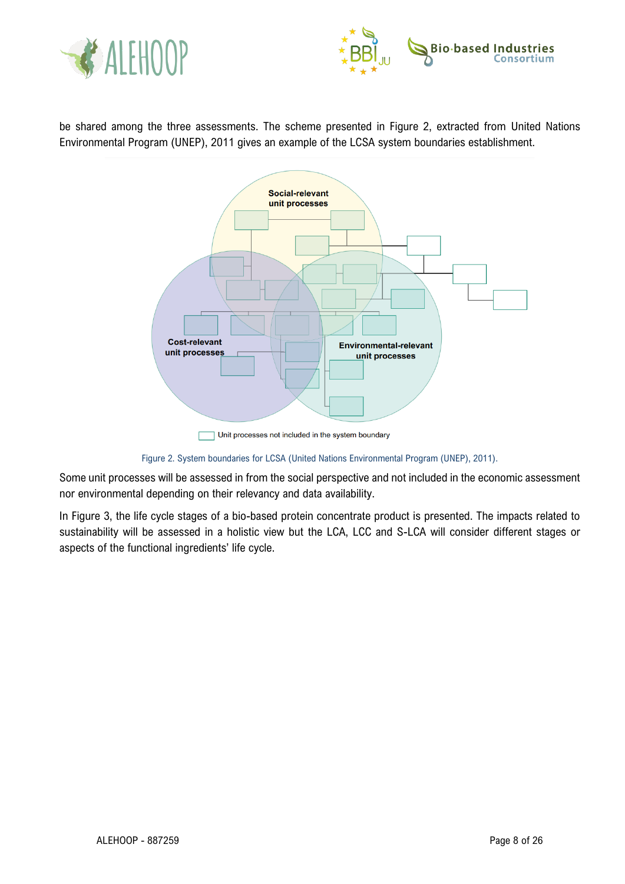be shared among the three assessments. The scheme presented in Figure 2, extracted from United Nations Environmental Program (UNEP), 2011 gives an example of the LCSA system boundaries establishment.

Figure 2. System boundaries for LCSA (United Nations Environmental Program (UNEP), 2011).

Some unit processes will be assessed in from the social perspective and not included in the economic assessment nor environmental depending on their relevancy and data availability.

In Figure 3, the life cycle stages of a bio-based protein concentrate product is presented. The impacts related to sustainability will be assessed in a holistic view but the LCA, LCC and S-LCA will consider different stages or aspects of the functional ingredients' life cycle.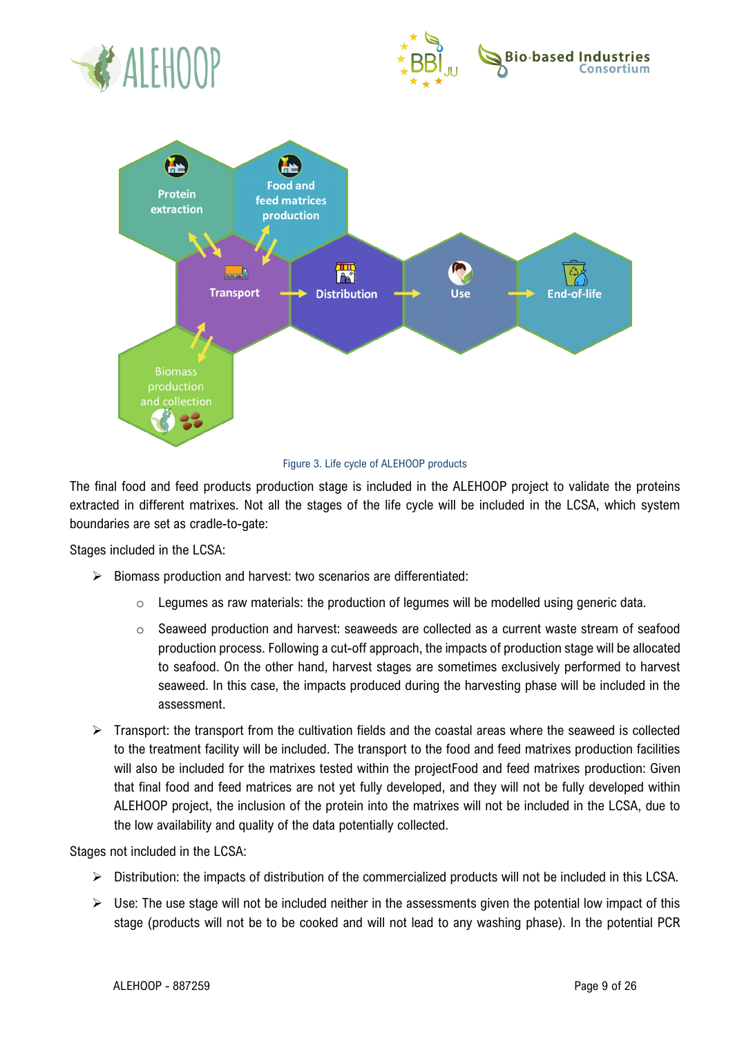Figure 3. Life cycle of ALEHOOP products

The final food and feed products production stage is included in the ALEHOOP project to validate the proteins extracted in different matrixes. Not all the stages of the life cycle will be included in the LCSA, which system boundaries are set as cradle-to-gate:

Stages included in the LCSA:

- Biomass production and harvest: two scenarios are differentiated:
  - Legumes as raw materials: the production of legumes will be modelled using generic data.
  - Seaweed production and harvest: seaweeds are collected as a current waste stream of seafood production process. Following a cut-off approach, the impacts of production stage will be allocated to seafood. On the other hand, harvest stages are sometimes exclusively performed to harvest seaweed. In this case, the impacts produced during the harvesting phase will be included in the assessment.
- Transport: the transport from the cultivation fields and the coastal areas where the seaweed is collected to the treatment facility will be included. The transport to the food and feed matrixes production facilities will also be included for the matrixes tested within the projectFood and feed matrixes production: Given that final food and feed matrices are not yet fully developed, and they will not be fully developed within ALEHOOP project, the inclusion of the protein into the matrixes will not be included in the LCSA, due to the low availability and quality of the data potentially collected.

Stages not included in the LCSA:

- Distribution: the impacts of distribution of the commercialized products will not be included in this LCSA.
- Use: The use stage will not be included neither in the assessments given the potential low impact of this stage (products will not be to be cooked and will not lead to any washing phase). In the potential PCR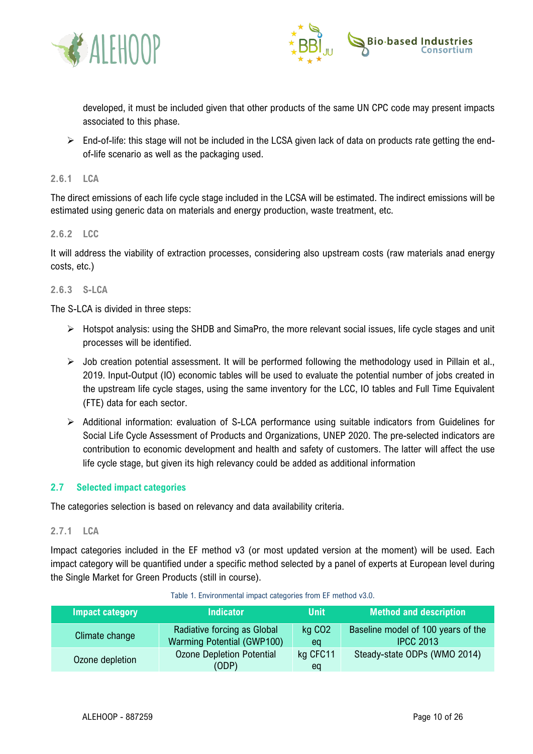developed, it must be included given that other products of the same UN CPC code may present impacts associated to this phase.

- End-of-life: this stage will not be included in the LCSA given lack of data on products rate getting the end-of-life scenario as well as the packaging used.

### 2.6.1 LCA

The direct emissions of each life cycle stage included in the LCSA will be estimated. The indirect emissions will be estimated using generic data on materials and energy production, waste treatment, etc.

### 2.6.2 LCC

It will address the viability of extraction processes, considering also upstream costs (raw materials anad energy costs, etc.)

### 2.6.3 S-LCA

The S-LCA is divided in three steps:

- Hotspot analysis: using the SHDB and SimaPro, the more relevant social issues, life cycle stages and unit processes will be identified.
- Job creation potential assessment. It will be performed following the methodology used in Pillain et al., 2019. Input-Output (IO) economic tables will be used to evaluate the potential number of jobs created in the upstream life cycle stages, using the same inventory for the LCC, IO tables and Full Time Equivalent (FTE) data for each sector.
- Additional information: evaluation of S-LCA performance using suitable indicators from Guidelines for Social Life Cycle Assessment of Products and Organizations, UNEP 2020. The pre-selected indicators are contribution to economic development and health and safety of customers. The latter will affect the use life cycle stage, but given its high relevancy could be added as additional information

## 2.7 Selected impact categories

The categories selection is based on relevancy and data availability criteria.

### 2.7.1 LCA

Impact categories included in the EF method v3 (or most updated version at the moment) will be used. Each impact category will be quantified under a specific method selected by a panel of experts at European level during the Single Market for Green Products (still in course).

Table 1. Environmental impact categories from EF method v3.0.

| Impact category | Indicator | Unit | Method and description |
|---|---|---|---|
| Climate change | Radiative forcing as Global Warming Potential (GWP100) | kg CO2 eq | Baseline model of 100 years of the IPCC 2013 |
| Ozone depletion | Ozone Depletion Potential (ODP) | kg CFC11 eq | Steady-state ODPs (WMO 2014) |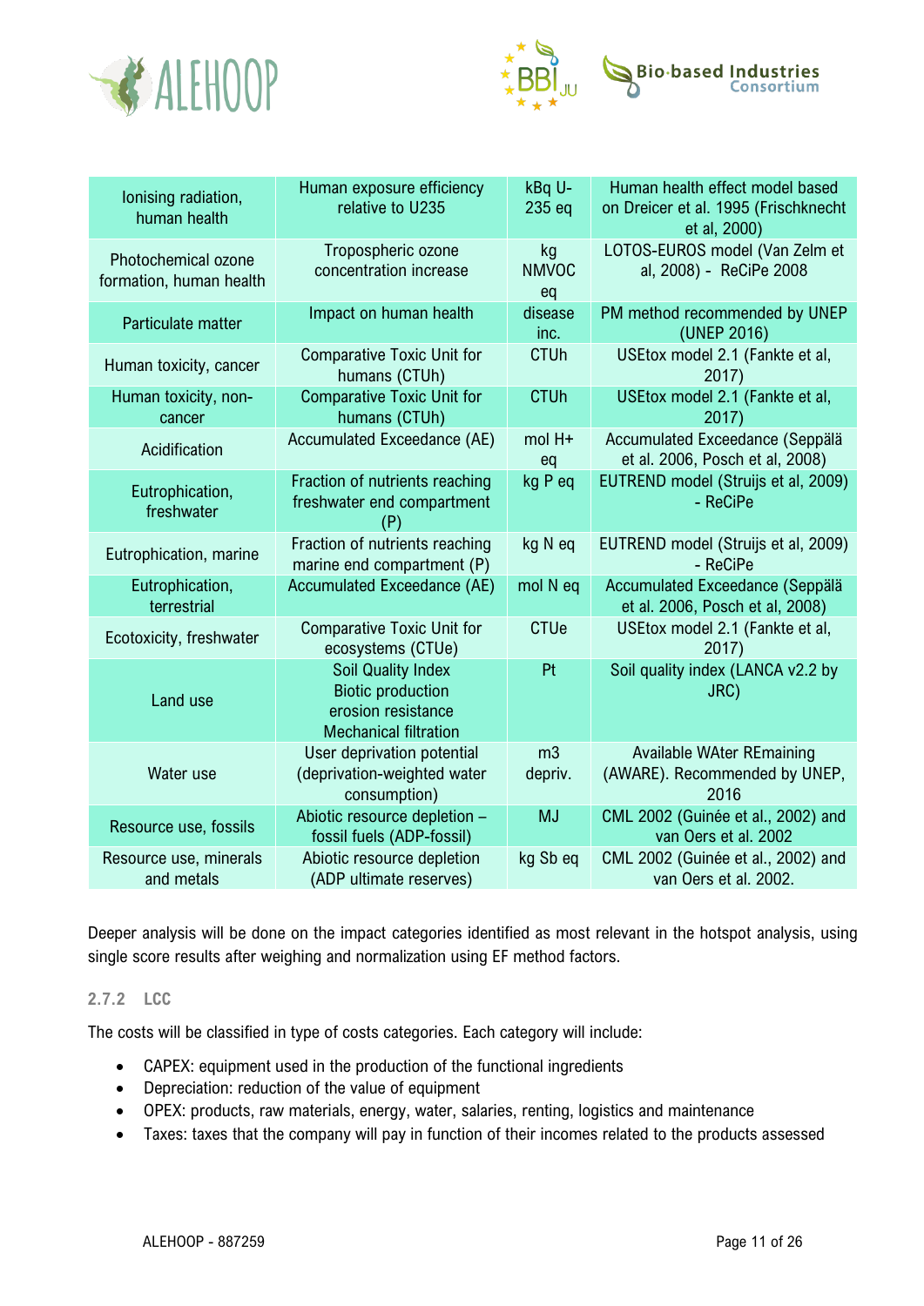| Ionising radiation, human health | Human exposure efficiency relative to U235 | kBq U-235 eq | Human health effect model based on Dreicer et al. 1995 (Frischknecht et al, 2000) |
|---|---|---|---|
| Photochemical ozone formation, human health | Tropospheric ozone concentration increase | kg NMVOC eq | LOTOS-EUROS model (Van Zelm et al, 2008) - ReCiPe 2008 |
| Particulate matter | Impact on human health | disease inc. | PM method recommended by UNEP (UNEP 2016) |
| Human toxicity, cancer | Comparative Toxic Unit for humans (CTUh) | CTUh | USEtox model 2.1 (Fankte et al, 2017) |
| Human toxicity, non-cancer | Comparative Toxic Unit for humans (CTUh) | CTUh | USEtox model 2.1 (Fankte et al, 2017) |
| Acidification | Accumulated Exceedance (AE) | mol H+ eq | Accumulated Exceedance (Seppälä et al. 2006, Posch et al, 2008) |
| Eutrophication, freshwater | Fraction of nutrients reaching freshwater end compartment (P) | kg P eq | EUTREND model (Struijs et al, 2009) - ReCiPe |
| Eutrophication, marine | Fraction of nutrients reaching marine end compartment (P) | kg N eq | EUTREND model (Struijs et al, 2009) - ReCiPe |
| Eutrophication, terrestrial | Accumulated Exceedance (AE) | mol N eq | Accumulated Exceedance (Seppälä et al. 2006, Posch et al, 2008) |
| Ecotoxicity, freshwater | Comparative Toxic Unit for ecosystems (CTUe) | CTUe | USEtox model 2.1 (Fankte et al, 2017) |
| Land use | Soil Quality Index<br>Biotic production<br>erosion resistance<br>Mechanical filtration | Pt | Soil quality index (LANCA v2.2 by JRC) |
| Water use | User deprivation potential (deprivation-weighted water consumption) | m3 depriv. | Available WAter REmaining (AWARE). Recommended by UNEP, 2016 |
| Resource use, fossils | Abiotic resource depletion – fossil fuels (ADP-fossil) | MJ | CML 2002 (Guinée et al., 2002) and van Oers et al. 2002 |
| Resource use, minerals and metals | Abiotic resource depletion (ADP ultimate reserves) | kg Sb eq | CML 2002 (Guinée et al., 2002) and van Oers et al. 2002. |

Deeper analysis will be done on the impact categories identified as most relevant in the hotspot analysis, using single score results after weighing and normalization using EF method factors.

### 2.7.2 LCC

The costs will be classified in type of costs categories. Each category will include:

- CAPEX: equipment used in the production of the functional ingredients
- Depreciation: reduction of the value of equipment
- OPEX: products, raw materials, energy, water, salaries, renting, logistics and maintenance
- Taxes: taxes that the company will pay in function of their incomes related to the products assessed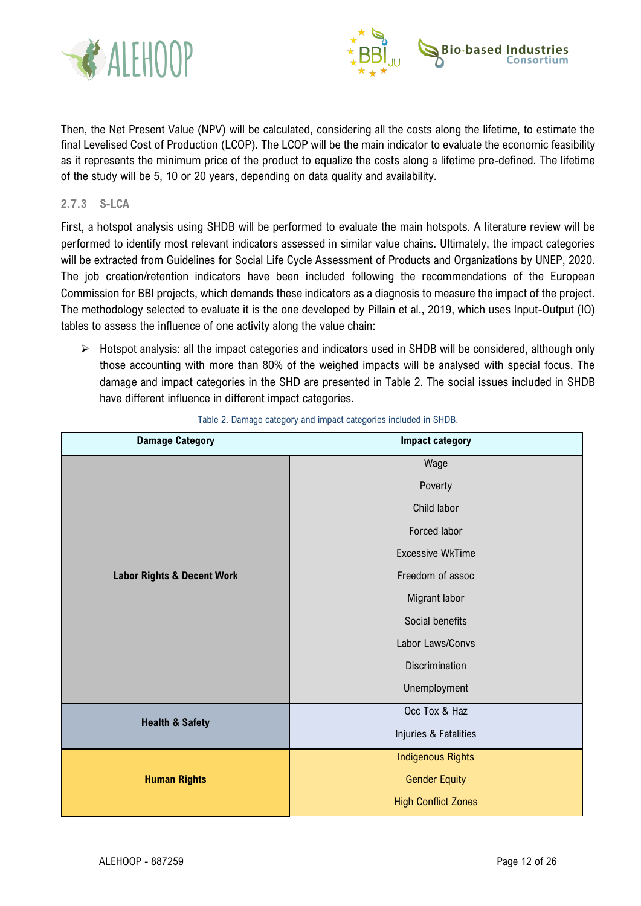Then, the Net Present Value (NPV) will be calculated, considering all the costs along the lifetime, to estimate the final Levelised Cost of Production (LCOP). The LCOP will be the main indicator to evaluate the economic feasibility as it represents the minimum price of the product to equalize the costs along a lifetime pre-defined. The lifetime of the study will be 5, 10 or 20 years, depending on data quality and availability.

### 2.7.3 S-LCA

First, a hotspot analysis using SHDB will be performed to evaluate the main hotspots. A literature review will be performed to identify most relevant indicators assessed in similar value chains. Ultimately, the impact categories will be extracted from Guidelines for Social Life Cycle Assessment of Products and Organizations by UNEP, 2020. The job creation/retention indicators have been included following the recommendations of the European Commission for BBI projects, which demands these indicators as a diagnosis to measure the impact of the project. The methodology selected to evaluate it is the one developed by Pillain et al., 2019, which uses Input-Output (IO) tables to assess the influence of one activity along the value chain:

- Hotspot analysis: all the impact categories and indicators used in SHDB will be considered, although only those accounting with more than 80% of the weighed impacts will be analysed with special focus. The damage and impact categories in the SHD are presented in Table 2. The social issues included in SHDB have different influence in different impact categories.

Table 2. Damage category and impact categories included in SHDB.

| Damage Category | Impact category |
|---|---|
| **Labor Rights & Decent Work** | Wage |
| | Poverty |
| | Child labor |
| | Forced labor |
| | Excessive WkTime |
| | Freedom of assoc |
| | Migrant labor |
| | Social benefits |
| | Labor Laws/Convs |
| | Discrimination |
| | Unemployment |
| **Health & Safety** | Occ Tox & Haz |
| | Injuries & Fatalities |
| **Human Rights** | Indigenous Rights |
| | Gender Equity |
| | High Conflict Zones |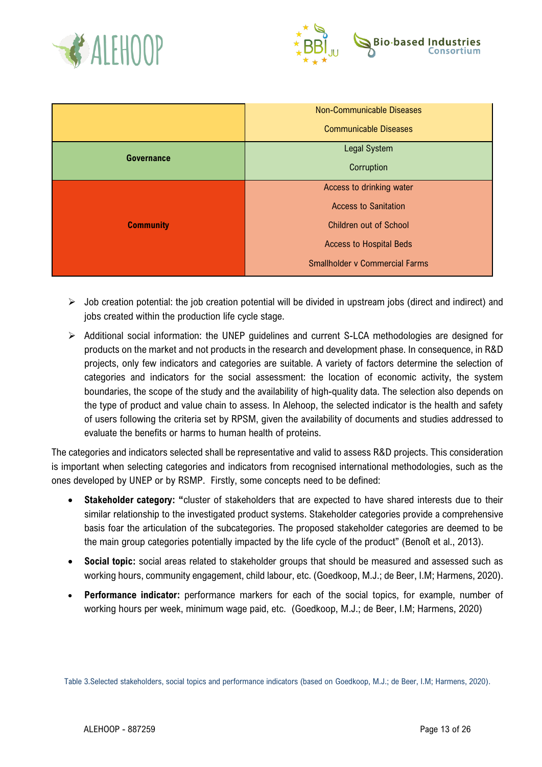| | |
|---|---|
| | Non-Communicable Diseases<br>Communicable Diseases |
| **Governance** | Legal System<br>Corruption |
| **Community** | Access to drinking water<br>Access to Sanitation<br>Children out of School<br>Access to Hospital Beds<br>Smallholder v Commercial Farms |

- Job creation potential: the job creation potential will be divided in upstream jobs (direct and indirect) and jobs created within the production life cycle stage.
- Additional social information: the UNEP guidelines and current S-LCA methodologies are designed for products on the market and not products in the research and development phase. In consequence, in R&D projects, only few indicators and categories are suitable. A variety of factors determine the selection of categories and indicators for the social assessment: the location of economic activity, the system boundaries, the scope of the study and the availability of high-quality data. The selection also depends on the type of product and value chain to assess. In Alehoop, the selected indicator is the health and safety of users following the criteria set by RPSM, given the availability of documents and studies addressed to evaluate the benefits or harms to human health of proteins.

The categories and indicators selected shall be representative and valid to assess R&D projects. This consideration is important when selecting categories and indicators from recognised international methodologies, such as the ones developed by UNEP or by RSMP. Firstly, some concepts need to be defined:

- **Stakeholder category: "**cluster of stakeholders that are expected to have shared interests due to their similar relationship to the investigated product systems. Stakeholder categories provide a comprehensive basis foar the articulation of the subcategories. The proposed stakeholder categories are deemed to be the main group categories potentially impacted by the life cycle of the product" (Benoît et al., 2013).
- **Social topic:** social areas related to stakeholder groups that should be measured and assessed such as working hours, community engagement, child labour, etc. (Goedkoop, M.J.; de Beer, I.M; Harmens, 2020).
- **Performance indicator:** performance markers for each of the social topics, for example, number of working hours per week, minimum wage paid, etc. (Goedkoop, M.J.; de Beer, I.M; Harmens, 2020)

Table 3.Selected stakeholders, social topics and performance indicators (based on Goedkoop, M.J.; de Beer, I.M; Harmens, 2020).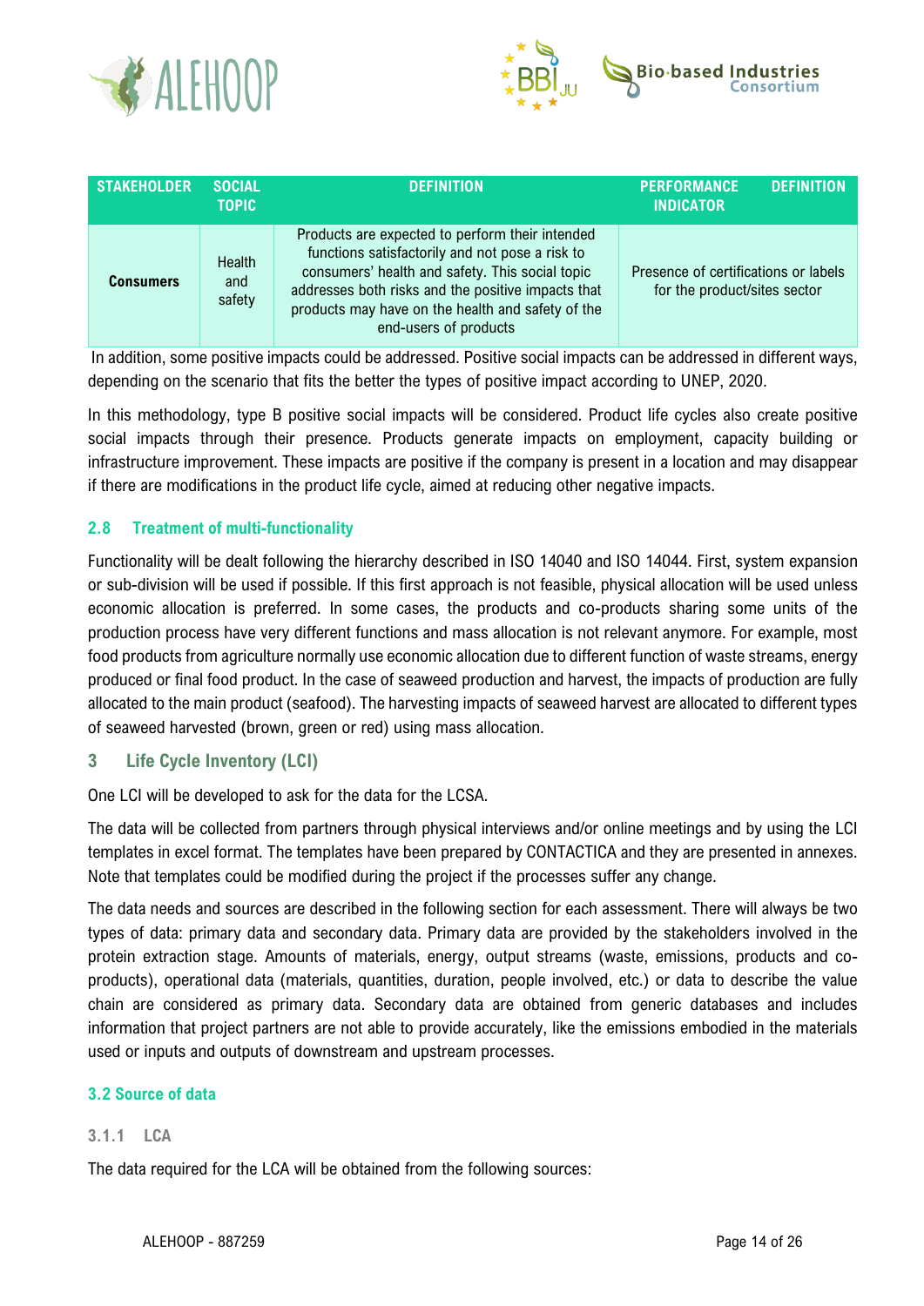| STAKEHOLDER | SOCIAL TOPIC | DEFINITION | PERFORMANCE INDICATOR | DEFINITION |
|---|---|---|---|---|
| **Consumers** | Health and safety | Products are expected to perform their intended functions satisfactorily and not pose a risk to consumers' health and safety. This social topic addresses both risks and the positive impacts that products may have on the health and safety of the end-users of products | Presence of certifications or labels for the product/sites sector | |

In addition, some positive impacts could be addressed. Positive social impacts can be addressed in different ways, depending on the scenario that fits the better the types of positive impact according to UNEP, 2020.

In this methodology, type B positive social impacts will be considered. Product life cycles also create positive social impacts through their presence. Products generate impacts on employment, capacity building or infrastructure improvement. These impacts are positive if the company is present in a location and may disappear if there are modifications in the product life cycle, aimed at reducing other negative impacts.

### 2.8 Treatment of multi-functionality

Functionality will be dealt following the hierarchy described in ISO 14040 and ISO 14044. First, system expansion or sub-division will be used if possible. If this first approach is not feasible, physical allocation will be used unless economic allocation is preferred. In some cases, the products and co-products sharing some units of the production process have very different functions and mass allocation is not relevant anymore. For example, most food products from agriculture normally use economic allocation due to different function of waste streams, energy produced or final food product. In the case of seaweed production and harvest, the impacts of production are fully allocated to the main product (seafood). The harvesting impacts of seaweed harvest are allocated to different types of seaweed harvested (brown, green or red) using mass allocation.

## 3 Life Cycle Inventory (LCI)

One LCI will be developed to ask for the data for the LCSA.

The data will be collected from partners through physical interviews and/or online meetings and by using the LCI templates in excel format. The templates have been prepared by CONTACTICA and they are presented in annexes. Note that templates could be modified during the project if the processes suffer any change.

The data needs and sources are described in the following section for each assessment. There will always be two types of data: primary data and secondary data. Primary data are provided by the stakeholders involved in the protein extraction stage. Amounts of materials, energy, output streams (waste, emissions, products and co-products), operational data (materials, quantities, duration, people involved, etc.) or data to describe the value chain are considered as primary data. Secondary data are obtained from generic databases and includes information that project partners are not able to provide accurately, like the emissions embodied in the materials used or inputs and outputs of downstream and upstream processes.

### 3.2 Source of data

#### 3.1.1 LCA

The data required for the LCA will be obtained from the following sources: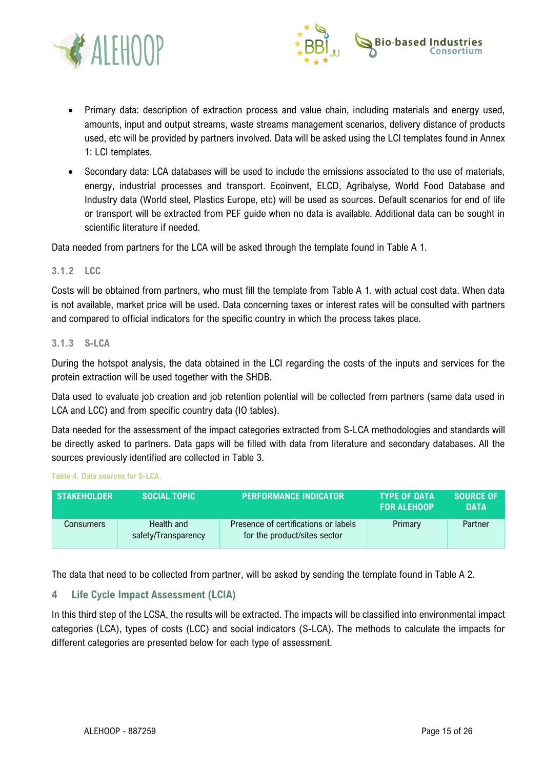- Primary data: description of extraction process and value chain, including materials and energy used, amounts, input and output streams, waste streams management scenarios, delivery distance of products used, etc will be provided by partners involved. Data will be asked using the LCI templates found in Annex 1: LCI templates.
- Secondary data: LCA databases will be used to include the emissions associated to the use of materials, energy, industrial processes and transport. Ecoinvent, ELCD, Agribalyse, World Food Database and Industry data (World steel, Plastics Europe, etc) will be used as sources. Default scenarios for end of life or transport will be extracted from PEF guide when no data is available. Additional data can be sought in scientific literature if needed.

Data needed from partners for the LCA will be asked through the template found in Table A 1.

### 3.1.2 LCC

Costs will be obtained from partners, who must fill the template from Table A 1. with actual cost data. When data is not available, market price will be used. Data concerning taxes or interest rates will be consulted with partners and compared to official indicators for the specific country in which the process takes place.

### 3.1.3 S-LCA

During the hotspot analysis, the data obtained in the LCI regarding the costs of the inputs and services for the protein extraction will be used together with the SHDB.

Data used to evaluate job creation and job retention potential will be collected from partners (same data used in LCA and LCC) and from specific country data (IO tables).

Data needed for the assessment of the impact categories extracted from S-LCA methodologies and standards will be directly asked to partners. Data gaps will be filled with data from literature and secondary databases. All the sources previously identified are collected in Table 3.

Table 4. Data sources for S-LCA.

| STAKEHOLDER | SOCIAL TOPIC | PERFORMANCE INDICATOR | TYPE OF DATA FOR ALEHOOP | SOURCE OF DATA |
|---|---|---|---|---|
| Consumers | Health and safety/Transparency | Presence of certifications or labels for the product/sites sector | Primary | Partner |

The data that need to be collected from partner, will be asked by sending the template found in Table A 2.

## 4 Life Cycle Impact Assessment (LCIA)

In this third step of the LCSA, the results will be extracted. The impacts will be classified into environmental impact categories (LCA), types of costs (LCC) and social indicators (S-LCA). The methods to calculate the impacts for different categories are presented below for each type of assessment.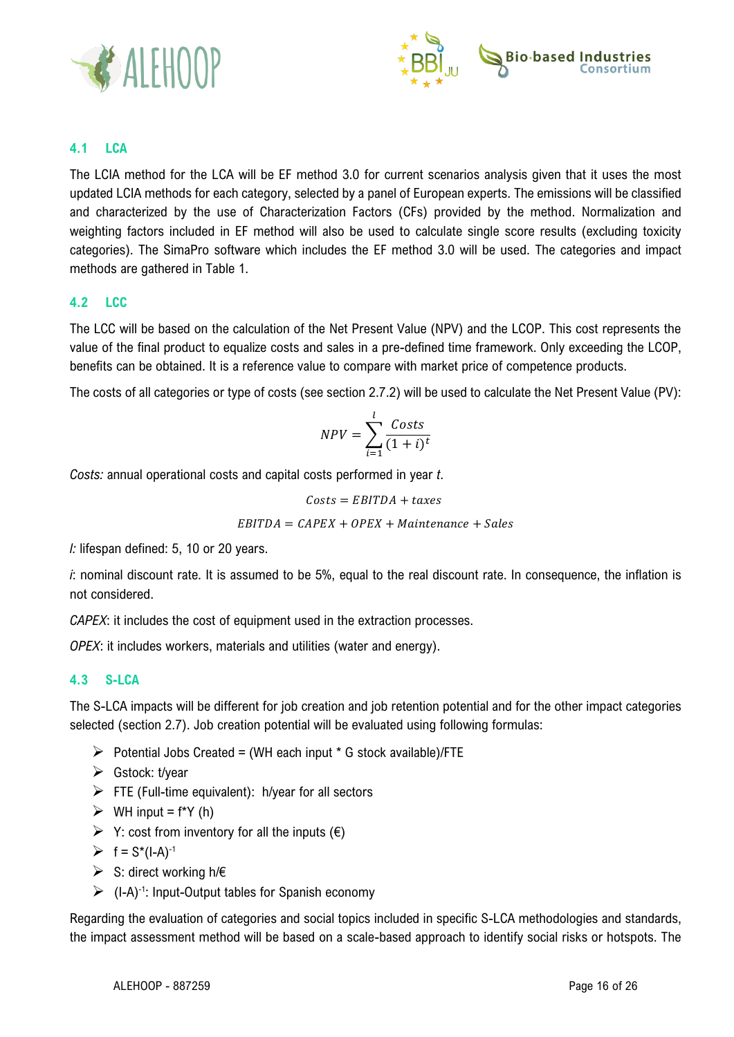### 4.1 LCA

The LCIA method for the LCA will be EF method 3.0 for current scenarios analysis given that it uses the most updated LCIA methods for each category, selected by a panel of European experts. The emissions will be classified and characterized by the use of Characterization Factors (CFs) provided by the method. Normalization and weighting factors included in EF method will also be used to calculate single score results (excluding toxicity categories). The SimaPro software which includes the EF method 3.0 will be used. The categories and impact methods are gathered in Table 1.

### 4.2 LCC

The LCC will be based on the calculation of the Net Present Value (NPV) and the LCOP. This cost represents the value of the final product to equalize costs and sales in a pre-defined time framework. Only exceeding the LCOP, benefits can be obtained. It is a reference value to compare with market price of competence products.

The costs of all categories or type of costs (see section 2.7.2) will be used to calculate the Net Present Value (PV):

$$NPV = \sum_{i=1}^{l} \frac{Costs}{(1+i)^t}$$

*Costs:* annual operational costs and capital costs performed in year *t*.

$$Costs = EBITDA + taxes$$

$$EBITDA = CAPEX + OPEX + Maintenance + Sales$$

*l:* lifespan defined: 5, 10 or 20 years.

*i*: nominal discount rate. It is assumed to be 5%, equal to the real discount rate. In consequence, the inflation is not considered.

*CAPEX*: it includes the cost of equipment used in the extraction processes.

*OPEX*: it includes workers, materials and utilities (water and energy).

### 4.3 S-LCA

The S-LCA impacts will be different for job creation and job retention potential and for the other impact categories selected (section 2.7). Job creation potential will be evaluated using following formulas:

- Potential Jobs Created = (WH each input * G stock available)/FTE
- Gstock: t/year
- FTE (Full-time equivalent): h/year for all sectors
- WH input = f*Y (h)
- Y: cost from inventory for all the inputs (€)
- $f = S*(I-A)^{-1}$
- S: direct working h/€
- $(I-A)^{-1}$: Input-Output tables for Spanish economy

Regarding the evaluation of categories and social topics included in specific S-LCA methodologies and standards, the impact assessment method will be based on a scale-based approach to identify social risks or hotspots. The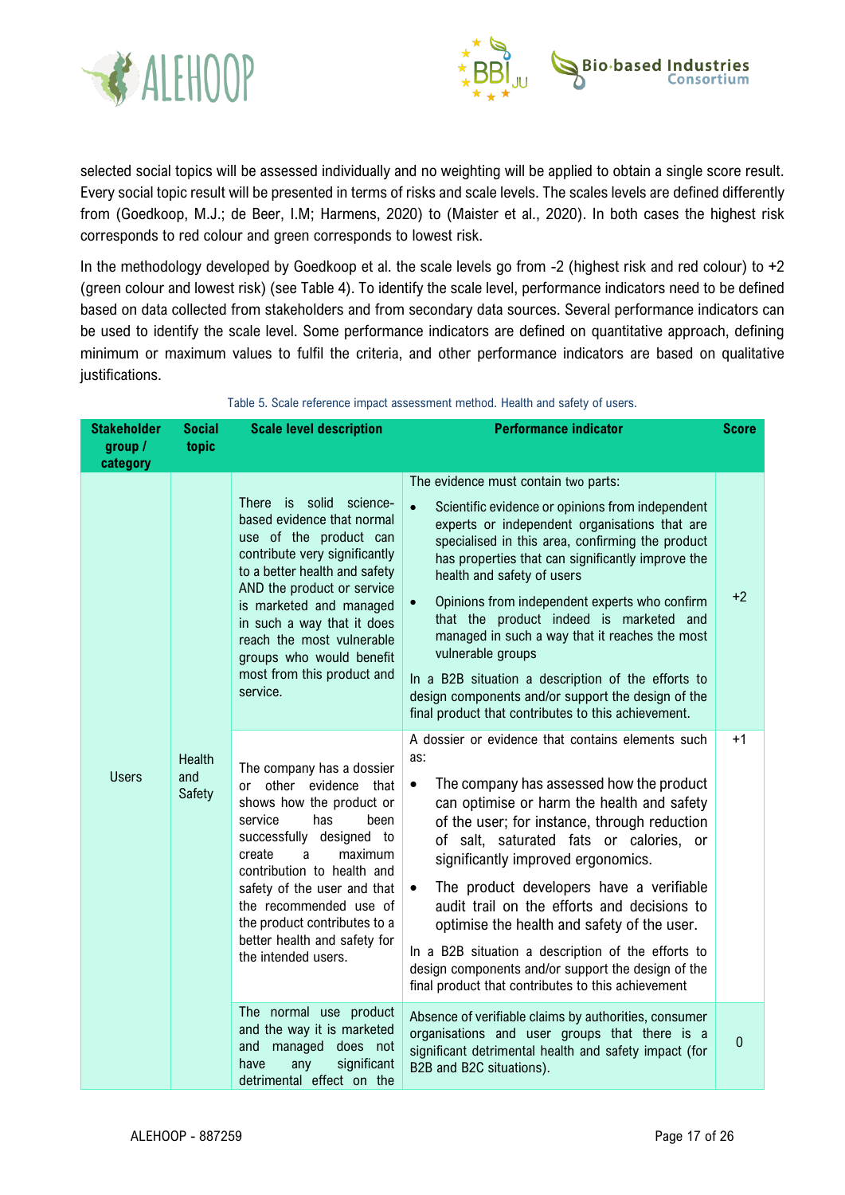selected social topics will be assessed individually and no weighting will be applied to obtain a single score result. Every social topic result will be presented in terms of risks and scale levels. The scales levels are defined differently from (Goedkoop, M.J.; de Beer, I.M; Harmens, 2020) to (Maister et al., 2020). In both cases the highest risk corresponds to red colour and green corresponds to lowest risk.

In the methodology developed by Goedkoop et al. the scale levels go from -2 (highest risk and red colour) to +2 (green colour and lowest risk) (see Table 4). To identify the scale level, performance indicators need to be defined based on data collected from stakeholders and from secondary data sources. Several performance indicators can be used to identify the scale level. Some performance indicators are defined on quantitative approach, defining minimum or maximum values to fulfil the criteria, and other performance indicators are based on qualitative justifications.

Table 5. Scale reference impact assessment method. Health and safety of users.

| Stakeholder group / category | Social topic | Scale level description | Performance indicator | Score |
|---|---|---|---|---|
| Users | Health and Safety | There is solid science-based evidence that normal use of the product can contribute very significantly to a better health and safety AND the product or service is marketed and managed in such a way that it does reach the most vulnerable groups who would benefit most from this product and service. | The evidence must contain two parts:<br>• Scientific evidence or opinions from independent experts or independent organisations that are specialised in this area, confirming the product has properties that can significantly improve the health and safety of users<br>• Opinions from independent experts who confirm that the product indeed is marketed and managed in such a way that it reaches the most vulnerable groups<br>In a B2B situation a description of the efforts to design components and/or support the design of the final product that contributes to this achievement. | +2 |
| | | The company has a dossier or other evidence that shows how the product or service has been successfully designed to create a maximum contribution to health and safety of the user and that the recommended use of the product contributes to a better health and safety for the intended users. | A dossier or evidence that contains elements such as:<br>• The company has assessed how the product can optimise or harm the health and safety of the user; for instance, through reduction of salt, saturated fats or calories, or significantly improved ergonomics.<br>• The product developers have a verifiable audit trail on the efforts and decisions to optimise the health and safety of the user.<br>In a B2B situation a description of the efforts to design components and/or support the design of the final product that contributes to this achievement | +1 |
| | | The normal use product and the way it is marketed and managed does not have any significant detrimental effect on the | Absence of verifiable claims by authorities, consumer organisations and user groups that there is a significant detrimental health and safety impact (for B2B and B2C situations). | 0 |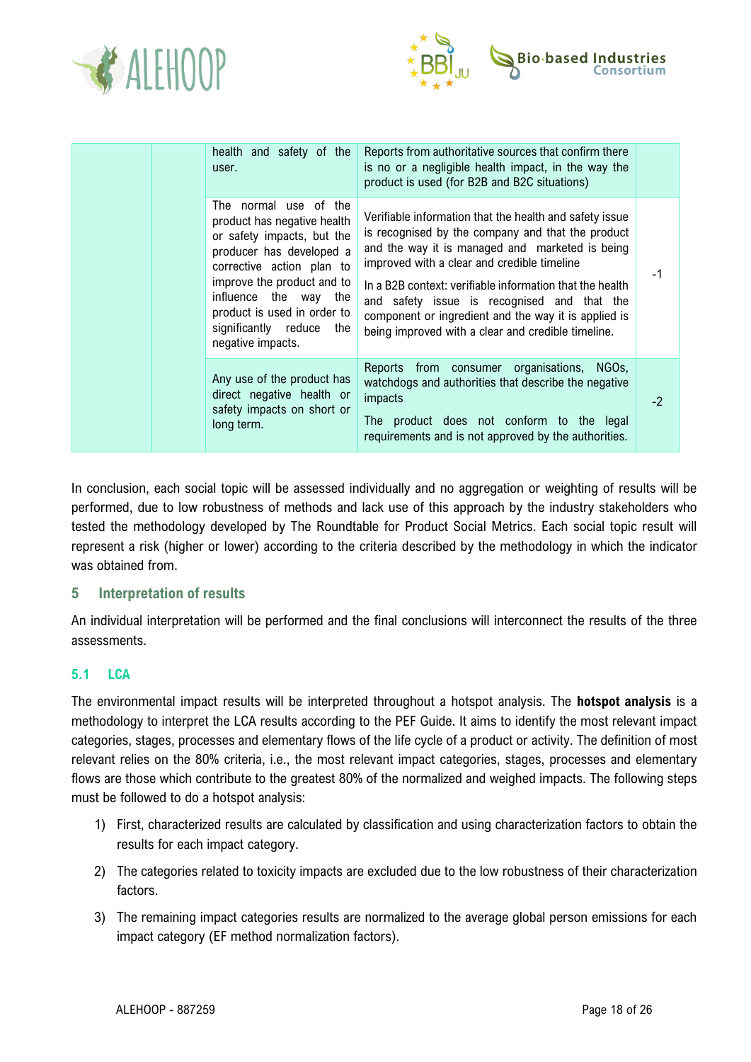| | | health and safety of the user. | Reports from authoritative sources that confirm there is no or a negligible health impact, in the way the product is used (for B2B and B2C situations) | |
|---|---|---|---|---|
| | | The normal use of the product has negative health or safety impacts, but the producer has developed a corrective action plan to improve the product and to influence the way the product is used in order to significantly reduce the negative impacts. | Verifiable information that the health and safety issue is recognised by the company and that the product and the way it is managed and marketed is being improved with a clear and credible timeline<br><br>In a B2B context: verifiable information that the health and safety issue is recognised and that the component or ingredient and the way it is applied is being improved with a clear and credible timeline. | -1 |
| | | Any use of the product has direct negative health or safety impacts on short or long term. | Reports from consumer organisations, NGOs, watchdogs and authorities that describe the negative impacts<br><br>The product does not conform to the legal requirements and is not approved by the authorities. | -2 |

In conclusion, each social topic will be assessed individually and no aggregation or weighting of results will be performed, due to low robustness of methods and lack use of this approach by the industry stakeholders who tested the methodology developed by The Roundtable for Product Social Metrics. Each social topic result will represent a risk (higher or lower) according to the criteria described by the methodology in which the indicator was obtained from.

## 5 Interpretation of results

An individual interpretation will be performed and the final conclusions will interconnect the results of the three assessments.

### 5.1 LCA

The environmental impact results will be interpreted throughout a hotspot analysis. The **hotspot analysis** is a methodology to interpret the LCA results according to the PEF Guide. It aims to identify the most relevant impact categories, stages, processes and elementary flows of the life cycle of a product or activity. The definition of most relevant relies on the 80% criteria, i.e., the most relevant impact categories, stages, processes and elementary flows are those which contribute to the greatest 80% of the normalized and weighed impacts. The following steps must be followed to do a hotspot analysis:

1) First, characterized results are calculated by classification and using characterization factors to obtain the results for each impact category.
2) The categories related to toxicity impacts are excluded due to the low robustness of their characterization factors.
3) The remaining impact categories results are normalized to the average global person emissions for each impact category (EF method normalization factors).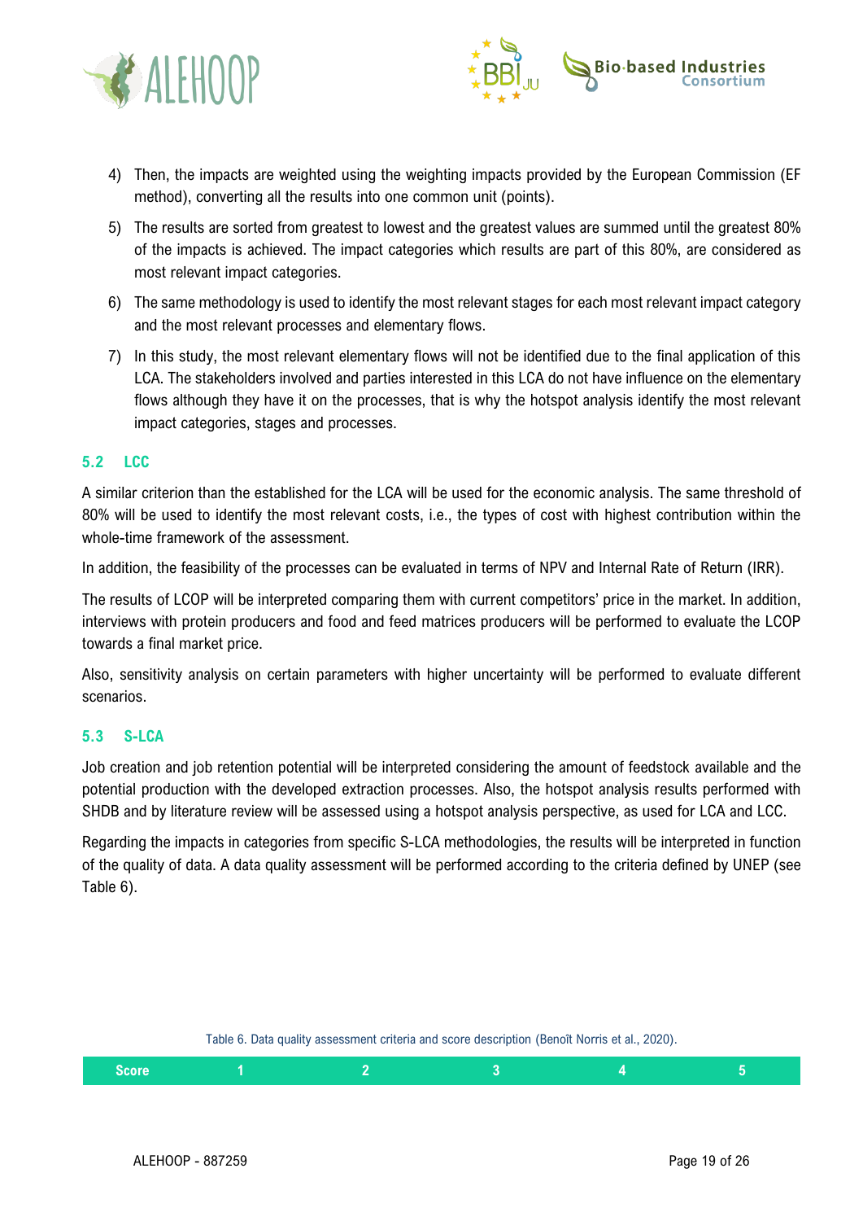4) Then, the impacts are weighted using the weighting impacts provided by the European Commission (EF method), converting all the results into one common unit (points).
5) The results are sorted from greatest to lowest and the greatest values are summed until the greatest 80% of the impacts is achieved. The impact categories which results are part of this 80%, are considered as most relevant impact categories.
6) The same methodology is used to identify the most relevant stages for each most relevant impact category and the most relevant processes and elementary flows.
7) In this study, the most relevant elementary flows will not be identified due to the final application of this LCA. The stakeholders involved and parties interested in this LCA do not have influence on the elementary flows although they have it on the processes, that is why the hotspot analysis identify the most relevant impact categories, stages and processes.

## 5.2 LCC

A similar criterion than the established for the LCA will be used for the economic analysis. The same threshold of 80% will be used to identify the most relevant costs, i.e., the types of cost with highest contribution within the whole-time framework of the assessment.

In addition, the feasibility of the processes can be evaluated in terms of NPV and Internal Rate of Return (IRR).

The results of LCOP will be interpreted comparing them with current competitors' price in the market. In addition, interviews with protein producers and food and feed matrices producers will be performed to evaluate the LCOP towards a final market price.

Also, sensitivity analysis on certain parameters with higher uncertainty will be performed to evaluate different scenarios.

## 5.3 S-LCA

Job creation and job retention potential will be interpreted considering the amount of feedstock available and the potential production with the developed extraction processes. Also, the hotspot analysis results performed with SHDB and by literature review will be assessed using a hotspot analysis perspective, as used for LCA and LCC.

Regarding the impacts in categories from specific S-LCA methodologies, the results will be interpreted in function of the quality of data. A data quality assessment will be performed according to the criteria defined by UNEP (see Table 6).

Table 6. Data quality assessment criteria and score description (Benoît Norris et al., 2020).

| Score | 1 | 2 | 3 | 4 | 5 |
|---|---|---|---|---|---|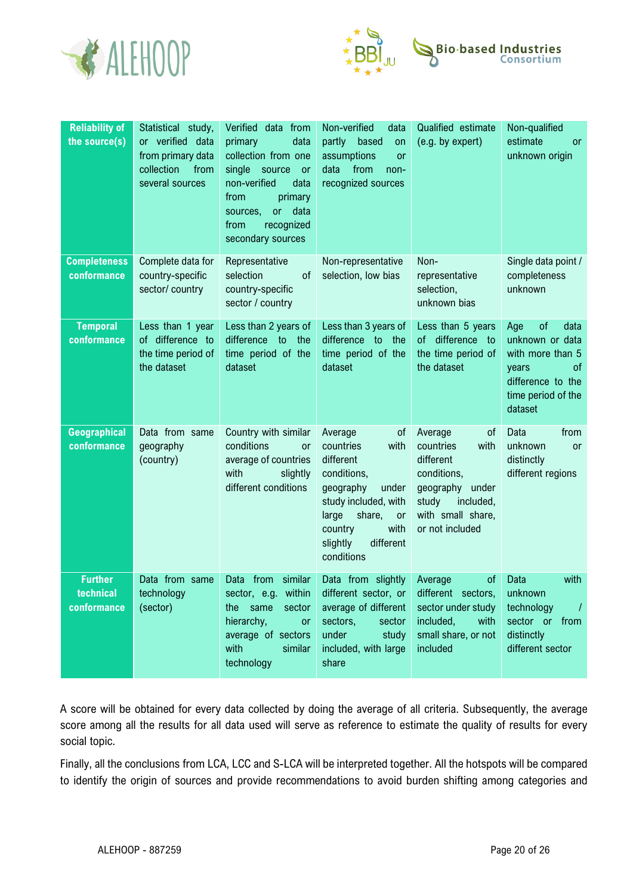| Reliability of the source(s) | Statistical study, or verified data from primary data collection from several sources | Verified data from primary data collection from one single source or non-verified data from primary sources, or data from recognized secondary sources | Non-verified data partly based on assumptions or data from non-recognized sources | Qualified estimate (e.g. by expert) | Non-qualified estimate or unknown origin |
|---|---|---|---|---|---|
| **Completeness conformance** | Complete data for country-specific sector/ country | Representative selection of country-specific sector / country | Non-representative selection, low bias | Non-representative selection, unknown bias | Single data point / completeness unknown |
| **Temporal conformance** | Less than 1 year of difference to the time period of the dataset | Less than 2 years of difference to the time period of the dataset | Less than 3 years of difference to the time period of the dataset | Less than 5 years of difference to the time period of the dataset | Age of data unknown or data with more than 5 years of difference to the time period of the dataset |
| **Geographical conformance** | Data from same geography (country) | Country with similar conditions or average of countries with slightly different conditions | Average of countries with different conditions, geography under study included, with large share, or country with slightly different conditions | Average of countries with different conditions, geography under study included, with small share, or not included | Data from unknown or distinctly different regions |
| **Further technical conformance** | Data from same technology (sector) | Data from similar sector, e.g. within the same sector hierarchy, or average of sectors with similar technology | Data from slightly different sector, or average of different sectors, sector under study included, with large share | Average of different sectors, sector under study included, with small share, or not included | Data with unknown technology / sector or from distinctly different sector |

A score will be obtained for every data collected by doing the average of all criteria. Subsequently, the average score among all the results for all data used will serve as reference to estimate the quality of results for every social topic.

Finally, all the conclusions from LCA, LCC and S-LCA will be interpreted together. All the hotspots will be compared to identify the origin of sources and provide recommendations to avoid burden shifting among categories and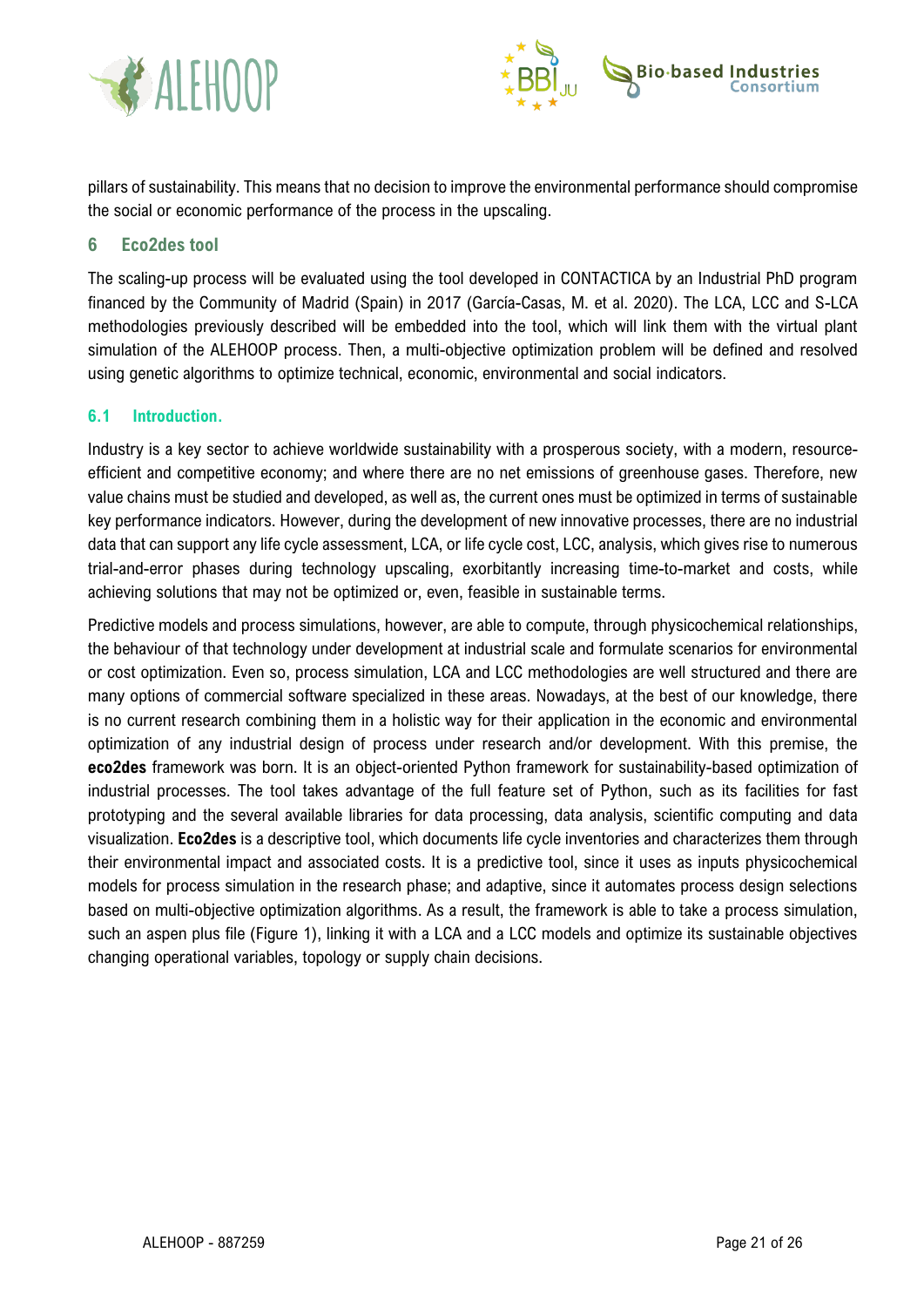pillars of sustainability. This means that no decision to improve the environmental performance should compromise the social or economic performance of the process in the upscaling.

# 6 Eco2des tool

The scaling-up process will be evaluated using the tool developed in CONTACTICA by an Industrial PhD program financed by the Community of Madrid (Spain) in 2017 (García-Casas, M. et al. 2020). The LCA, LCC and S-LCA methodologies previously described will be embedded into the tool, which will link them with the virtual plant simulation of the ALEHOOP process. Then, a multi-objective optimization problem will be defined and resolved using genetic algorithms to optimize technical, economic, environmental and social indicators.

## 6.1 Introduction.

Industry is a key sector to achieve worldwide sustainability with a prosperous society, with a modern, resource-efficient and competitive economy; and where there are no net emissions of greenhouse gases. Therefore, new value chains must be studied and developed, as well as, the current ones must be optimized in terms of sustainable key performance indicators. However, during the development of new innovative processes, there are no industrial data that can support any life cycle assessment, LCA, or life cycle cost, LCC, analysis, which gives rise to numerous trial-and-error phases during technology upscaling, exorbitantly increasing time-to-market and costs, while achieving solutions that may not be optimized or, even, feasible in sustainable terms.

Predictive models and process simulations, however, are able to compute, through physicochemical relationships, the behaviour of that technology under development at industrial scale and formulate scenarios for environmental or cost optimization. Even so, process simulation, LCA and LCC methodologies are well structured and there are many options of commercial software specialized in these areas. Nowadays, at the best of our knowledge, there is no current research combining them in a holistic way for their application in the economic and environmental optimization of any industrial design of process under research and/or development. With this premise, the **eco2des** framework was born. It is an object-oriented Python framework for sustainability-based optimization of industrial processes. The tool takes advantage of the full feature set of Python, such as its facilities for fast prototyping and the several available libraries for data processing, data analysis, scientific computing and data visualization. **Eco2des** is a descriptive tool, which documents life cycle inventories and characterizes them through their environmental impact and associated costs. It is a predictive tool, since it uses as inputs physicochemical models for process simulation in the research phase; and adaptive, since it automates process design selections based on multi-objective optimization algorithms. As a result, the framework is able to take a process simulation, such an aspen plus file (Figure 1), linking it with a LCA and a LCC models and optimize its sustainable objectives changing operational variables, topology or supply chain decisions.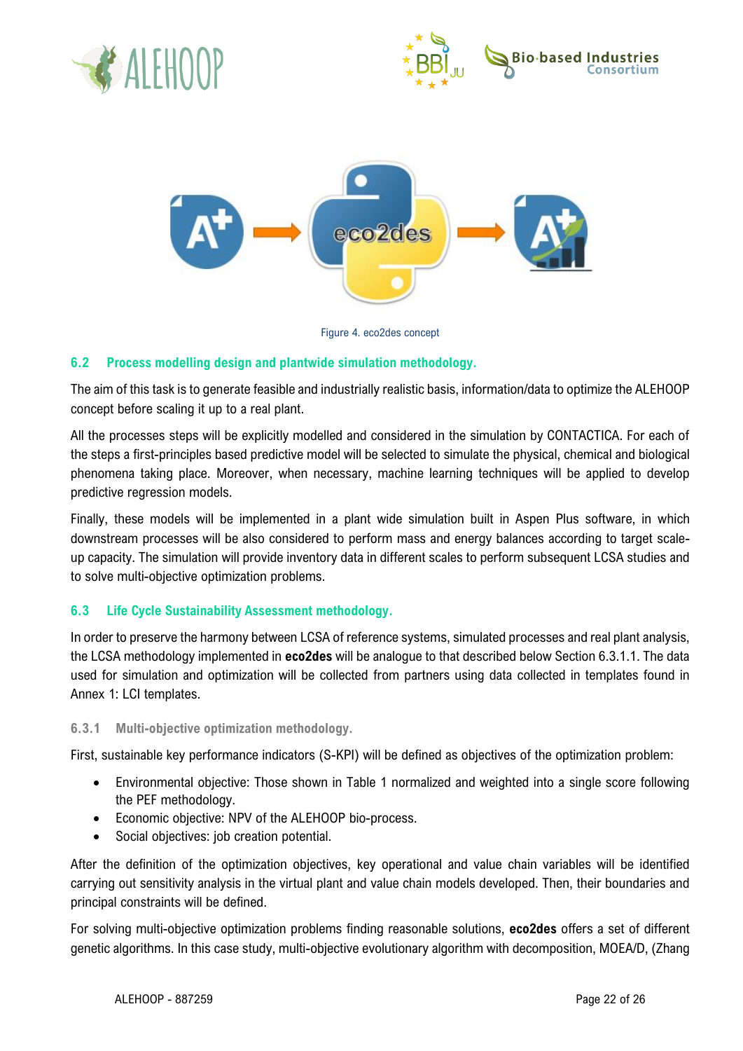Figure 4. eco2des concept

## 6.2 Process modelling design and plantwide simulation methodology.

The aim of this task is to generate feasible and industrially realistic basis, information/data to optimize the ALEHOOP concept before scaling it up to a real plant.

All the processes steps will be explicitly modelled and considered in the simulation by CONTACTICA. For each of the steps a first-principles based predictive model will be selected to simulate the physical, chemical and biological phenomena taking place. Moreover, when necessary, machine learning techniques will be applied to develop predictive regression models.

Finally, these models will be implemented in a plant wide simulation built in Aspen Plus software, in which downstream processes will be also considered to perform mass and energy balances according to target scale-up capacity. The simulation will provide inventory data in different scales to perform subsequent LCSA studies and to solve multi-objective optimization problems.

## 6.3 Life Cycle Sustainability Assessment methodology.

In order to preserve the harmony between LCSA of reference systems, simulated processes and real plant analysis, the LCSA methodology implemented in **eco2des** will be analogue to that described below Section 6.3.1.1. The data used for simulation and optimization will be collected from partners using data collected in templates found in Annex 1: LCI templates.

### 6.3.1 Multi-objective optimization methodology.

First, sustainable key performance indicators (S-KPI) will be defined as objectives of the optimization problem:

- Environmental objective: Those shown in Table 1 normalized and weighted into a single score following the PEF methodology.
- Economic objective: NPV of the ALEHOOP bio-process.
- Social objectives: job creation potential.

After the definition of the optimization objectives, key operational and value chain variables will be identified carrying out sensitivity analysis in the virtual plant and value chain models developed. Then, their boundaries and principal constraints will be defined.

For solving multi-objective optimization problems finding reasonable solutions, **eco2des** offers a set of different genetic algorithms. In this case study, multi-objective evolutionary algorithm with decomposition, MOEA/D, (Zhang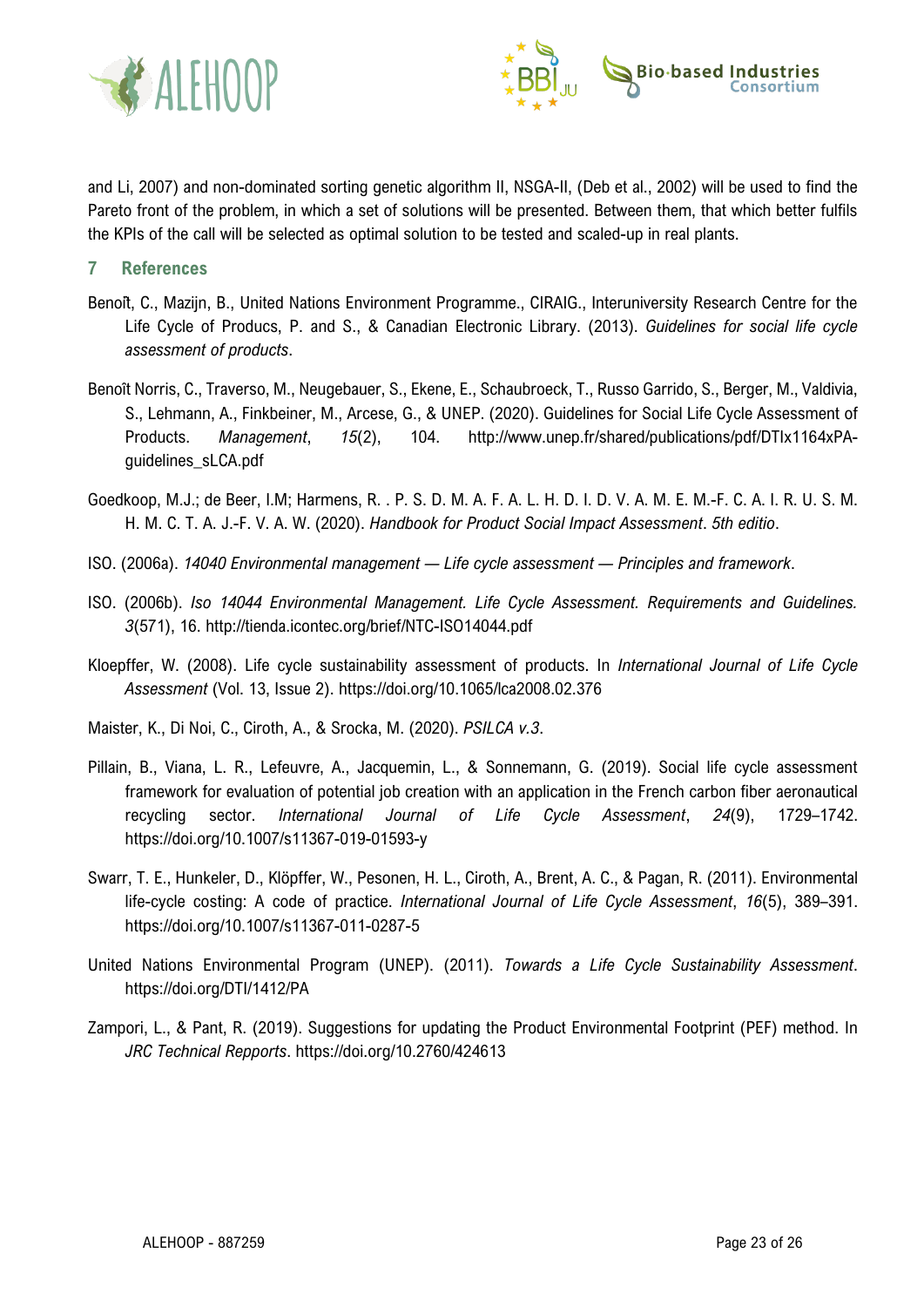and Li, 2007) and non-dominated sorting genetic algorithm II, NSGA-II, (Deb et al., 2002) will be used to find the Pareto front of the problem, in which a set of solutions will be presented. Between them, that which better fulfils the KPIs of the call will be selected as optimal solution to be tested and scaled-up in real plants.

## 7 References

Benoît, C., Mazijn, B., United Nations Environment Programme., CIRAIG., Interuniversity Research Centre for the Life Cycle of Producs, P. and S., & Canadian Electronic Library. (2013). *Guidelines for social life cycle assessment of products*.

Benoît Norris, C., Traverso, M., Neugebauer, S., Ekene, E., Schaubroeck, T., Russo Garrido, S., Berger, M., Valdivia, S., Lehmann, A., Finkbeiner, M., Arcese, G., & UNEP. (2020). Guidelines for Social Life Cycle Assessment of Products. *Management*, *15*(2), 104. http://www.unep.fr/shared/publications/pdf/DTIx1164xPA-guidelines_sLCA.pdf

Goedkoop, M.J.; de Beer, I.M; Harmens, R. . P. S. D. M. A. F. A. L. H. D. I. D. V. A. M. E. M.-F. C. A. I. R. U. S. M. H. M. C. T. A. J.-F. V. A. W. (2020). *Handbook for Product Social Impact Assessment*. *5th editio*.

ISO. (2006a). *14040 Environmental management — Life cycle assessment — Principles and framework*.

ISO. (2006b). *Iso 14044 Environmental Management. Life Cycle Assessment. Requirements and Guidelines. 3*(571), 16. http://tienda.icontec.org/brief/NTC-ISO14044.pdf

Kloepffer, W. (2008). Life cycle sustainability assessment of products. In *International Journal of Life Cycle Assessment* (Vol. 13, Issue 2). https://doi.org/10.1065/lca2008.02.376

Maister, K., Di Noi, C., Ciroth, A., & Srocka, M. (2020). *PSILCA v.3*.

Pillain, B., Viana, L. R., Lefeuvre, A., Jacquemin, L., & Sonnemann, G. (2019). Social life cycle assessment framework for evaluation of potential job creation with an application in the French carbon fiber aeronautical recycling sector. *International Journal of Life Cycle Assessment*, *24*(9), 1729–1742. https://doi.org/10.1007/s11367-019-01593-y

Swarr, T. E., Hunkeler, D., Klöpffer, W., Pesonen, H. L., Ciroth, A., Brent, A. C., & Pagan, R. (2011). Environmental life-cycle costing: A code of practice. *International Journal of Life Cycle Assessment*, *16*(5), 389–391. https://doi.org/10.1007/s11367-011-0287-5

United Nations Environmental Program (UNEP). (2011). *Towards a Life Cycle Sustainability Assessment*. https://doi.org/DTI/1412/PA

Zampori, L., & Pant, R. (2019). Suggestions for updating the Product Environmental Footprint (PEF) method. In *JRC Technical Repports*. https://doi.org/10.2760/424613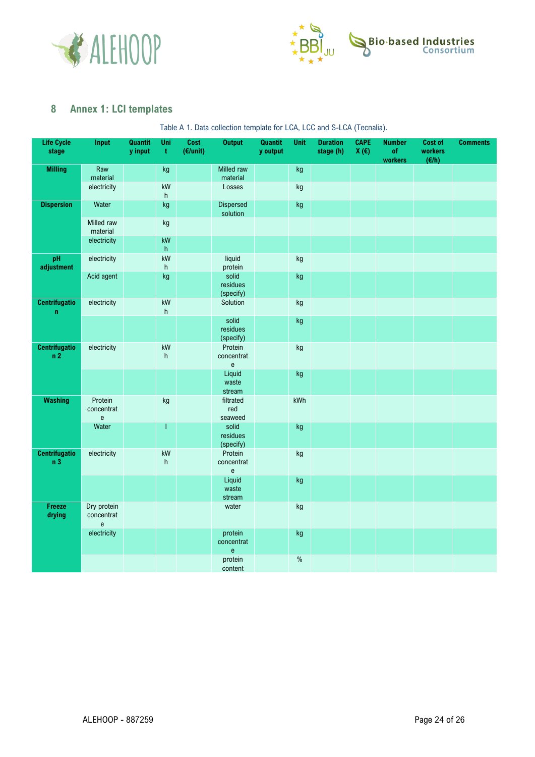## 8 Annex 1: LCI templates

Table A 1. Data collection template for LCA, LCC and S-LCA (Tecnalia).

| Life Cycle stage | Input | Quantity input | Unit | Cost (€/unit) | Output | Quantity output | Unit | Duration stage (h) | CAPEX (€) | Number of workers | Cost of workers (€/h) | Comments |
|---|---|---|---|---|---|---|---|---|---|---|---|---|
| **Milling** | Raw material | | kg | | Milled raw material | | kg | | | | | |
| | electricity | | kWh | | Losses | | kg | | | | | |
| **Dispersion** | Water | | kg | | Dispersed solution | | kg | | | | | |
| | Milled raw material | | kg | | | | | | | | | |
| | electricity | | kWh | | | | | | | | | |
| **pH adjustment** | electricity | | kWh | | liquid protein | | kg | | | | | |
| | Acid agent | | kg | | solid residues (specify) | | kg | | | | | |
| **Centrifugation** | electricity | | kWh | | Solution | | kg | | | | | |
| | | | | | solid residues (specify) | | kg | | | | | |
| **Centrifugation 2** | electricity | | kWh | | Protein concentrate | | kg | | | | | |
| | | | | | Liquid waste stream | | kg | | | | | |
| **Washing** | Protein concentrate | | kg | | filtrated red seaweed | | kWh | | | | | |
| | Water | | l | | solid residues (specify) | | kg | | | | | |
| **Centrifugation 3** | electricity | | kWh | | Protein concentrate | | kg | | | | | |
| | | | | | Liquid waste stream | | kg | | | | | |
| **Freeze drying** | Dry protein concentrate | | | | water | | kg | | | | | |
| | electricity | | | | protein concentrate | | kg | | | | | |
| | | | | | protein content | | % | | | | | |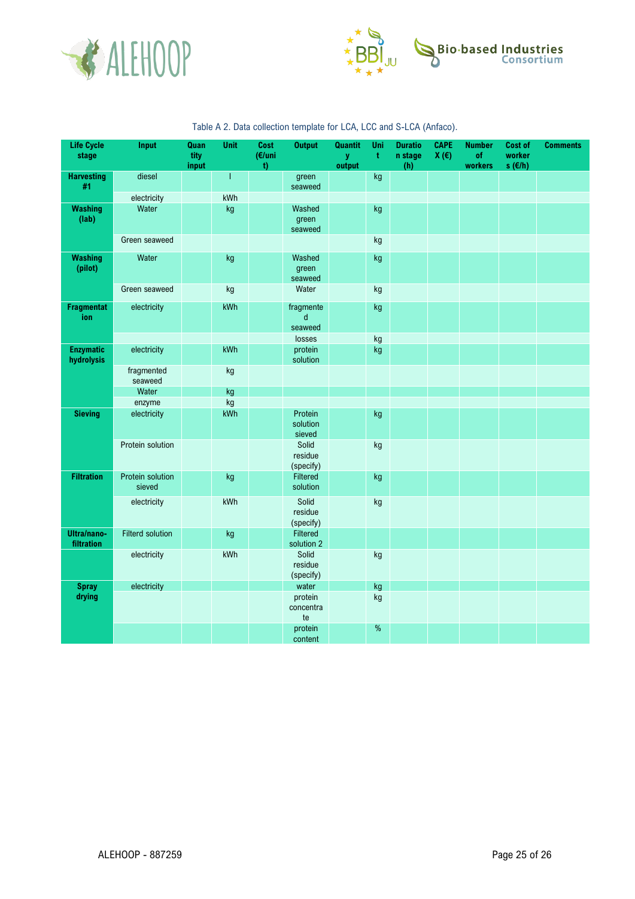Table A 2. Data collection template for LCA, LCC and S-LCA (Anfaco).

| Life Cycle stage | Input | Quantity input | Unit | Cost (€/unit) | Output | Quantity output | Unit | Duration stage (h) | CAPEX (€) | Number of workers | Cost of workers (€/h) | Comments |
|---|---|---|---|---|---|---|---|---|---|---|---|---|
| **Harvesting #1** | diesel | | l | | green seaweed | | kg | | | | | |
| | electricity | | kWh | | | | | | | | | |
| **Washing (lab)** | Water | | kg | | Washed green seaweed | | kg | | | | | |
| | Green seaweed | | | | | | kg | | | | | |
| **Washing (pilot)** | Water | | kg | | Washed green seaweed | | kg | | | | | |
| | Green seaweed | | kg | | Water | | kg | | | | | |
| **Fragmentation** | electricity | | kWh | | fragmented seaweed | | kg | | | | | |
| | | | | | losses | | kg | | | | | |
| **Enzymatic hydrolysis** | electricity | | kWh | | protein solution | | kg | | | | | |
| | fragmented seaweed | | kg | | | | | | | | | |
| | Water | | kg | | | | | | | | | |
| | enzyme | | kg | | | | | | | | | |
| **Sieving** | electricity | | kWh | | Protein solution sieved | | kg | | | | | |
| | Protein solution | | | | Solid residue (specify) | | kg | | | | | |
| **Filtration** | Protein solution sieved | | kg | | Filtered solution | | kg | | | | | |
| | electricity | | kWh | | Solid residue (specify) | | kg | | | | | |
| **Ultra/nano-filtration** | Filterd solution | | kg | | Filtered solution 2 | | | | | | | |
| | electricity | | kWh | | Solid residue (specify) | | kg | | | | | |
| **Spray drying** | electricity | | | | water | | kg | | | | | |
| | | | | | protein concentrate | | kg | | | | | |
| | | | | | protein content | | % | | | | | |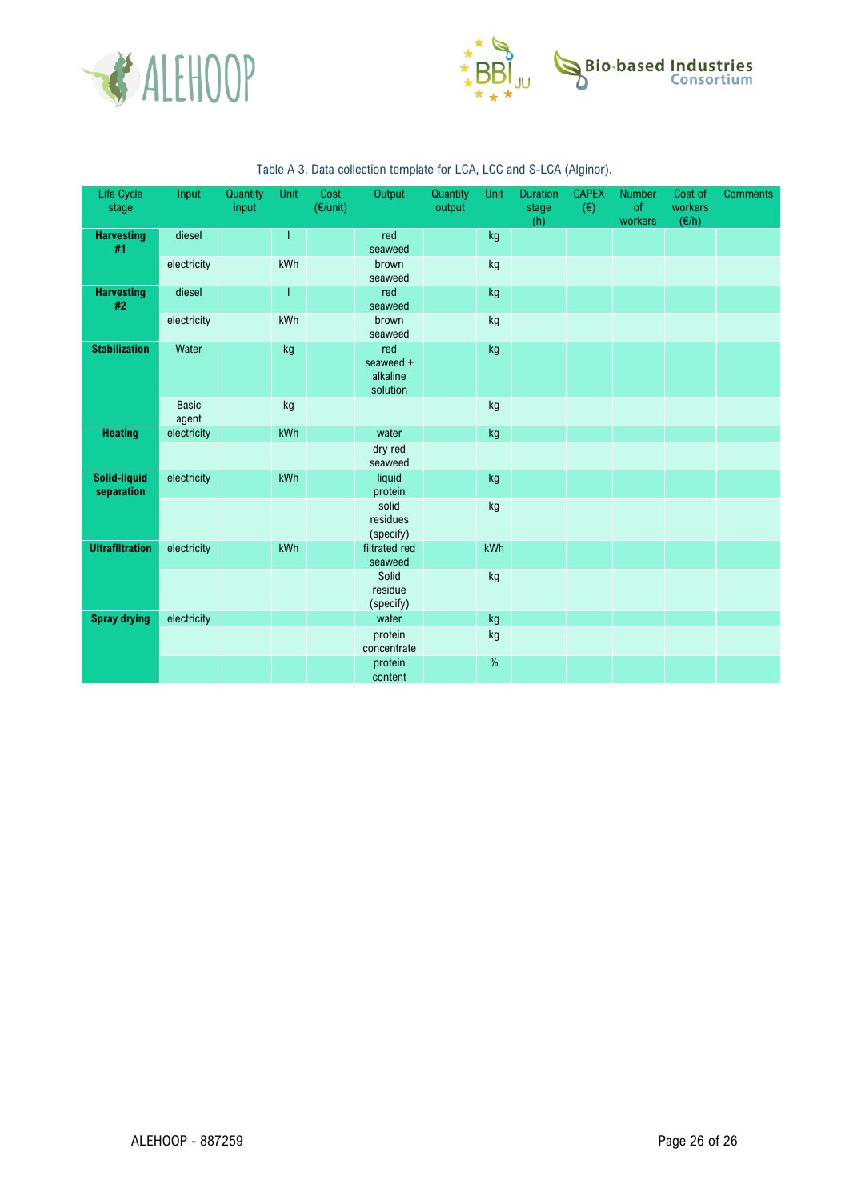Table A 3. Data collection template for LCA, LCC and S-LCA (Alginor).

| Life Cycle stage | Input | Quantity input | Unit | Cost (€/unit) | Output | Quantity output | Unit | Duration stage (h) | CAPEX (€) | Number of workers | Cost of workers (€/h) | Comments |
|---|---|---|---|---|---|---|---|---|---|---|---|---|
| **Harvesting #1** | diesel | | l | | red seaweed | | kg | | | | | |
| | electricity | | kWh | | brown seaweed | | kg | | | | | |
| **Harvesting #2** | diesel | | l | | red seaweed | | kg | | | | | |
| | electricity | | kWh | | brown seaweed | | kg | | | | | |
| **Stabilization** | Water | | kg | | red seaweed + alkaline solution | | kg | | | | | |
| | Basic agent | | kg | | | | kg | | | | | |
| **Heating** | electricity | | kWh | | water | | kg | | | | | |
| | | | | | dry red seaweed | | | | | | | |
| **Solid-liquid separation** | electricity | | kWh | | liquid protein | | kg | | | | | |
| | | | | | solid residues (specify) | | kg | | | | | |
| **Ultrafiltration** | electricity | | kWh | | filtrated red seaweed | | kWh | | | | | |
| | | | | | Solid residue (specify) | | kg | | | | | |
| **Spray drying** | electricity | | | | water | | kg | | | | | |
| | | | | | protein concentrate | | kg | | | | | |
| | | | | | protein content | | % | | | | | |